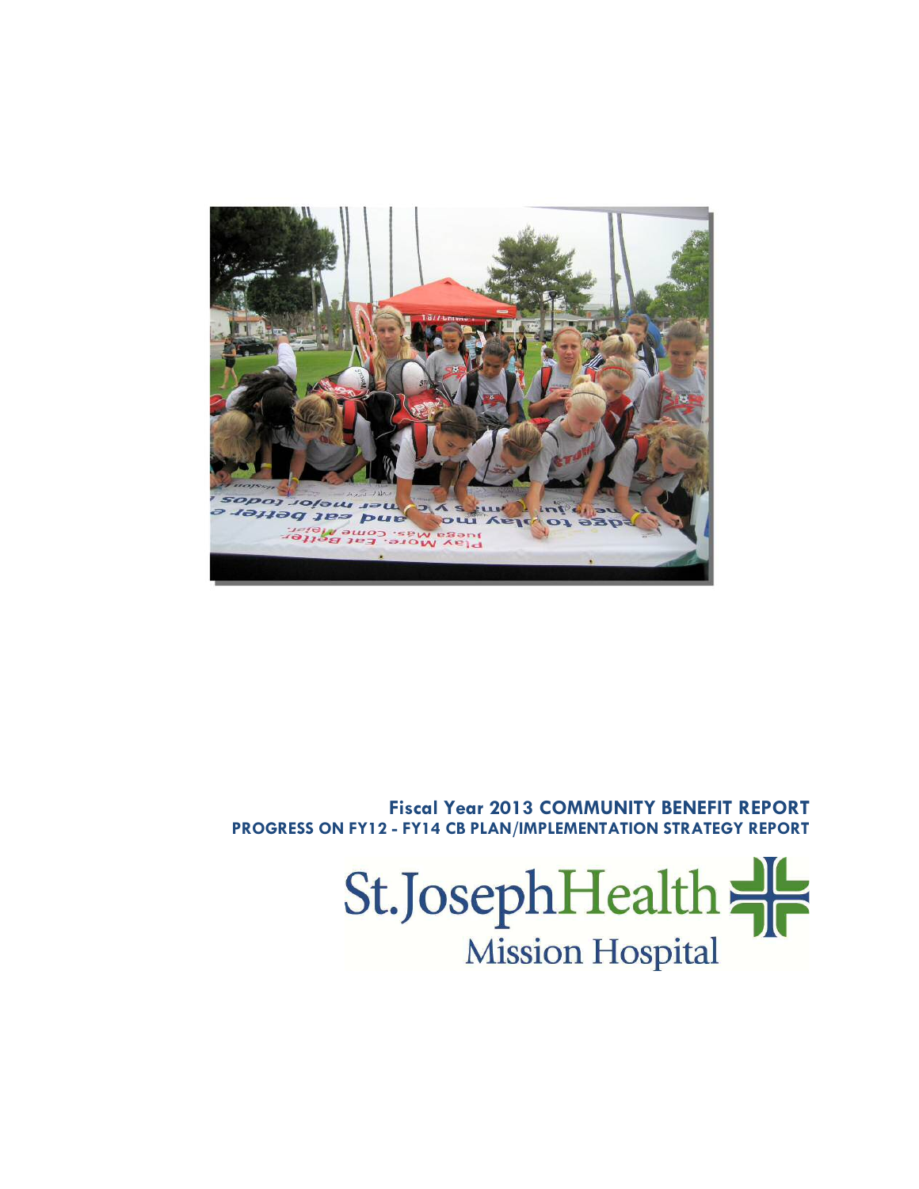**Fiscal Year 2013 COMMUNITY BENEFIT REPORT**
**PROGRESS ON FY12 - FY14 CB PLAN/IMPLEMENTATION STRATEGY REPORT**

St. Joseph Health
Mission Hospital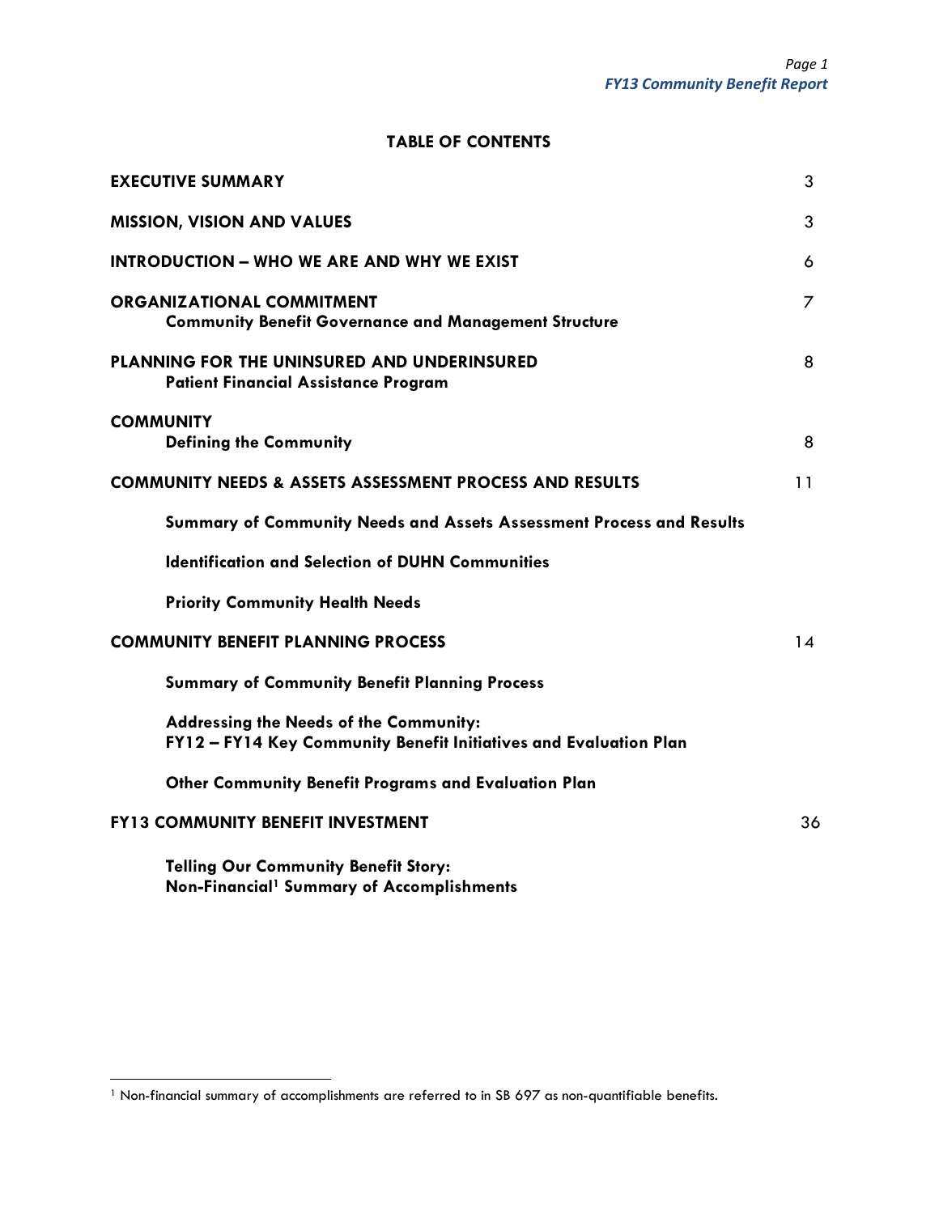## TABLE OF CONTENTS

| | |
|---|---|
| **EXECUTIVE SUMMARY** | 3 |
| **MISSION, VISION AND VALUES** | 3 |
| **INTRODUCTION – WHO WE ARE AND WHY WE EXIST** | 6 |
| **ORGANIZATIONAL COMMITMENT**<br>**Community Benefit Governance and Management Structure** | 7 |
| **PLANNING FOR THE UNINSURED AND UNDERINSURED**<br>**Patient Financial Assistance Program** | 8 |
| **COMMUNITY**<br>**Defining the Community** | 8 |
| **COMMUNITY NEEDS & ASSETS ASSESSMENT PROCESS AND RESULTS** | 11 |
| **Summary of Community Needs and Assets Assessment Process and Results** | |
| **Identification and Selection of DUHN Communities** | |
| **Priority Community Health Needs** | |
| **COMMUNITY BENEFIT PLANNING PROCESS** | 14 |
| **Summary of Community Benefit Planning Process** | |
| **Addressing the Needs of the Community:**<br>**FY12 – FY14 Key Community Benefit Initiatives and Evaluation Plan** | |
| **Other Community Benefit Programs and Evaluation Plan** | |
| **FY13 COMMUNITY BENEFIT INVESTMENT** | 36 |
| **Telling Our Community Benefit Story:**<br>**Non-Financial[1] Summary of Accomplishments** | |

[1] Non-financial summary of accomplishments are referred to in SB 697 as non-quantifiable benefits.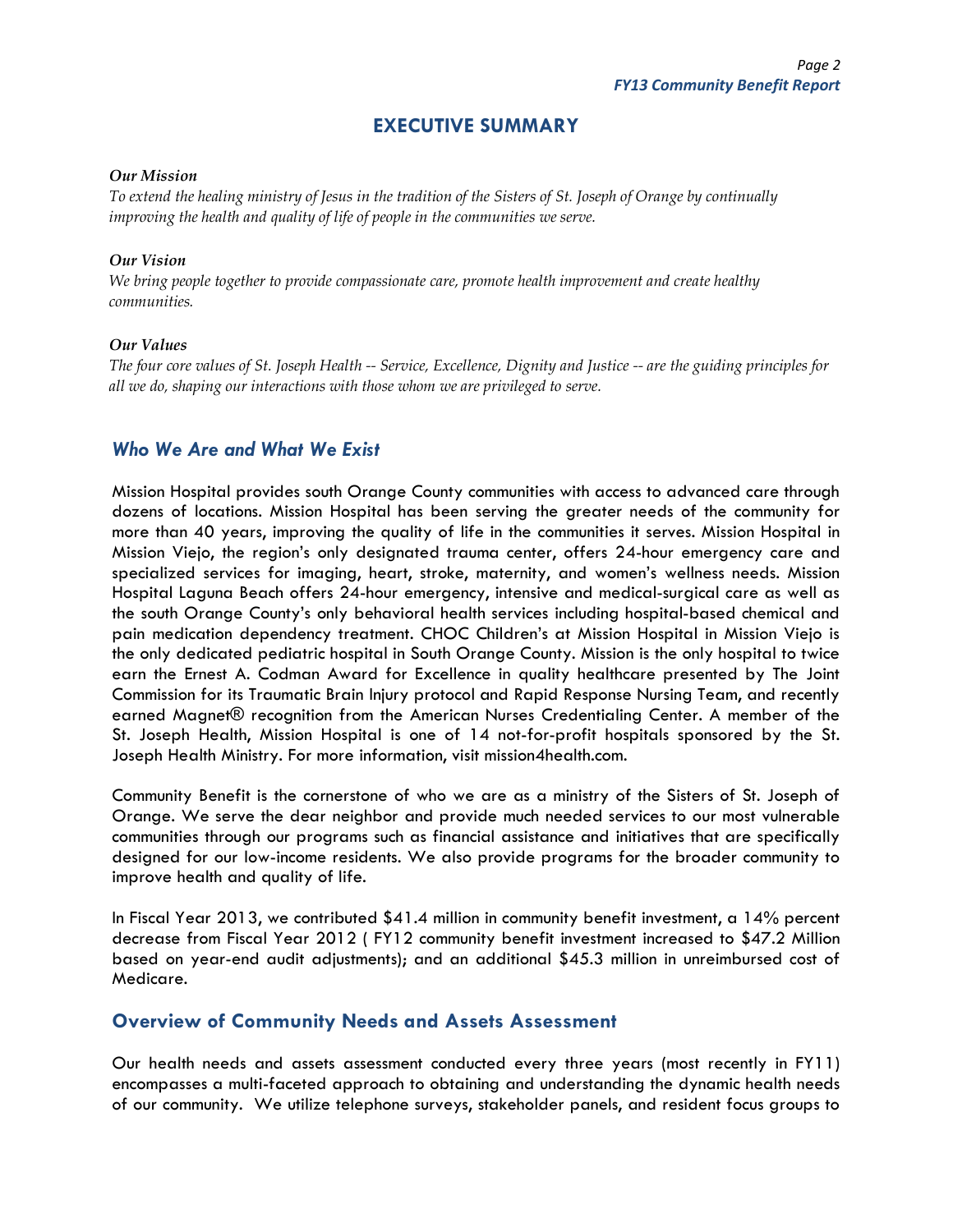# EXECUTIVE SUMMARY

***Our Mission***

*To extend the healing ministry of Jesus in the tradition of the Sisters of St. Joseph of Orange by continually improving the health and quality of life of people in the communities we serve.*

***Our Vision***

*We bring people together to provide compassionate care, promote health improvement and create healthy communities.*

***Our Values***

*The four core values of St. Joseph Health -- Service, Excellence, Dignity and Justice -- are the guiding principles for all we do, shaping our interactions with those whom we are privileged to serve.*

## *Who We Are and What We Exist*

Mission Hospital provides south Orange County communities with access to advanced care through dozens of locations. Mission Hospital has been serving the greater needs of the community for more than 40 years, improving the quality of life in the communities it serves. Mission Hospital in Mission Viejo, the region's only designated trauma center, offers 24-hour emergency care and specialized services for imaging, heart, stroke, maternity, and women's wellness needs. Mission Hospital Laguna Beach offers 24-hour emergency, intensive and medical-surgical care as well as the south Orange County's only behavioral health services including hospital-based chemical and pain medication dependency treatment. CHOC Children's at Mission Hospital in Mission Viejo is the only dedicated pediatric hospital in South Orange County. Mission is the only hospital to twice earn the Ernest A. Codman Award for Excellence in quality healthcare presented by The Joint Commission for its Traumatic Brain Injury protocol and Rapid Response Nursing Team, and recently earned Magnet® recognition from the American Nurses Credentialing Center. A member of the St. Joseph Health, Mission Hospital is one of 14 not-for-profit hospitals sponsored by the St. Joseph Health Ministry. For more information, visit mission4health.com.

Community Benefit is the cornerstone of who we are as a ministry of the Sisters of St. Joseph of Orange. We serve the dear neighbor and provide much needed services to our most vulnerable communities through our programs such as financial assistance and initiatives that are specifically designed for our low-income residents. We also provide programs for the broader community to improve health and quality of life.

In Fiscal Year 2013, we contributed $41.4 million in community benefit investment, a 14% percent decrease from Fiscal Year 2012 ( FY12 community benefit investment increased to $47.2 Million based on year-end audit adjustments); and an additional $45.3 million in unreimbursed cost of Medicare.

## Overview of Community Needs and Assets Assessment

Our health needs and assets assessment conducted every three years (most recently in FY11) encompasses a multi-faceted approach to obtaining and understanding the dynamic health needs of our community. We utilize telephone surveys, stakeholder panels, and resident focus groups to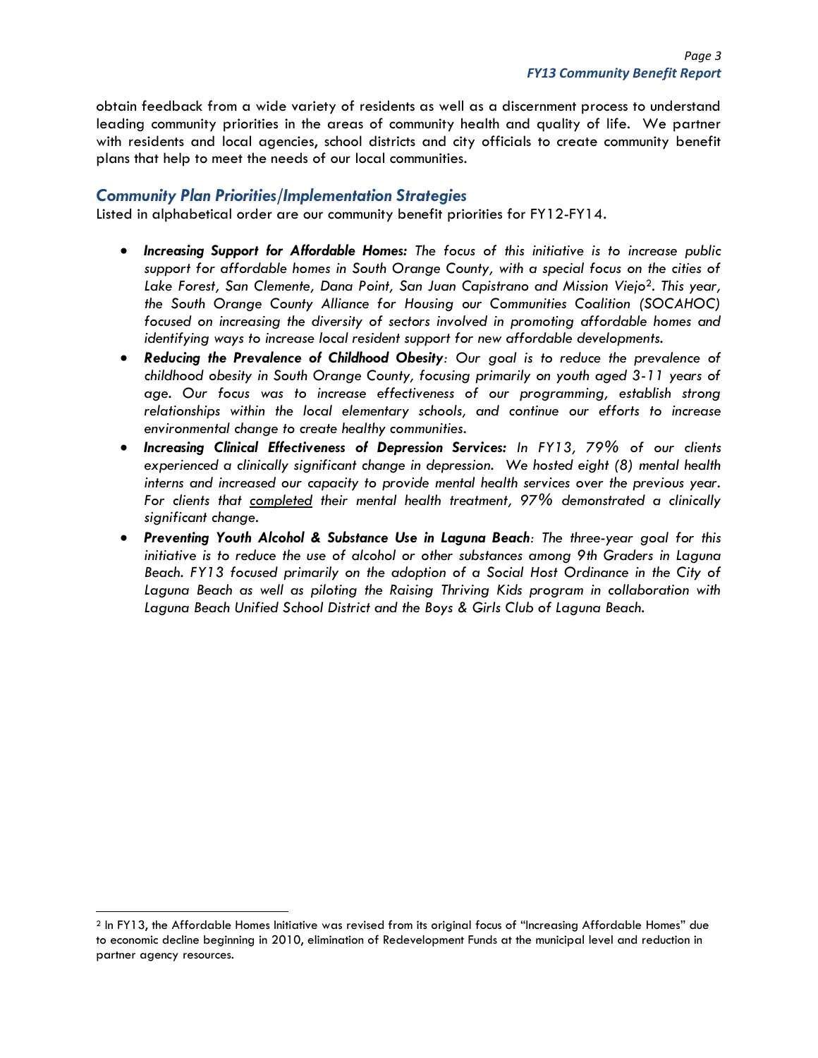obtain feedback from a wide variety of residents as well as a discernment process to understand leading community priorities in the areas of community health and quality of life. We partner with residents and local agencies, school districts and city officials to create community benefit plans that help to meet the needs of our local communities.

## Community Plan Priorities/Implementation Strategies

Listed in alphabetical order are our community benefit priorities for FY12-FY14.

- ***Increasing Support for Affordable Homes:*** *The focus of this initiative is to increase public support for affordable homes in South Orange County, with a special focus on the cities of Lake Forest, San Clemente, Dana Point, San Juan Capistrano and Mission Viejo*[2]*. This year, the South Orange County Alliance for Housing our Communities Coalition (SOCAHOC) focused on increasing the diversity of sectors involved in promoting affordable homes and identifying ways to increase local resident support for new affordable developments.*
- ***Reducing the Prevalence of Childhood Obesity****: Our goal is to reduce the prevalence of childhood obesity in South Orange County, focusing primarily on youth aged 3-11 years of age. Our focus was to increase effectiveness of our programming, establish strong relationships within the local elementary schools, and continue our efforts to increase environmental change to create healthy communities.*
- ***Increasing Clinical Effectiveness of Depression Services:*** *In FY13, 79% of our clients experienced a clinically significant change in depression. We hosted eight (8) mental health interns and increased our capacity to provide mental health services over the previous year. For clients that <u>completed</u> their mental health treatment, 97% demonstrated a clinically significant change.*
- ***Preventing Youth Alcohol & Substance Use in Laguna Beach****: The three-year goal for this initiative is to reduce the use of alcohol or other substances among 9th Graders in Laguna Beach. FY13 focused primarily on the adoption of a Social Host Ordinance in the City of Laguna Beach as well as piloting the Raising Thriving Kids program in collaboration with Laguna Beach Unified School District and the Boys & Girls Club of Laguna Beach.*

---

[2] In FY13, the Affordable Homes Initiative was revised from its original focus of "Increasing Affordable Homes" due to economic decline beginning in 2010, elimination of Redevelopment Funds at the municipal level and reduction in partner agency resources.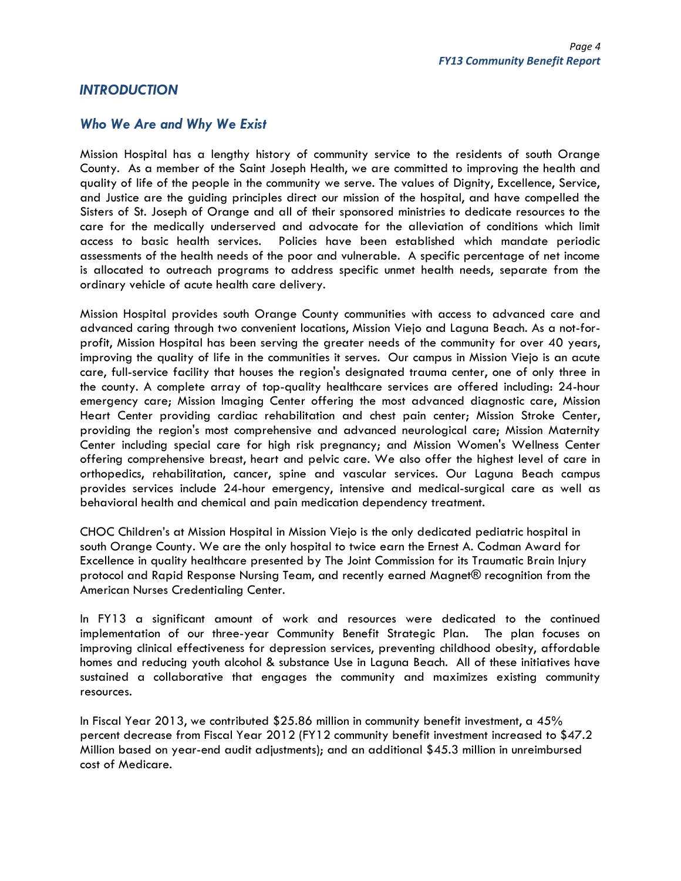## *INTRODUCTION*

### *Who We Are and Why We Exist*

Mission Hospital has a lengthy history of community service to the residents of south Orange County. As a member of the Saint Joseph Health, we are committed to improving the health and quality of life of the people in the community we serve. The values of Dignity, Excellence, Service, and Justice are the guiding principles direct our mission of the hospital, and have compelled the Sisters of St. Joseph of Orange and all of their sponsored ministries to dedicate resources to the care for the medically underserved and advocate for the alleviation of conditions which limit access to basic health services. Policies have been established which mandate periodic assessments of the health needs of the poor and vulnerable. A specific percentage of net income is allocated to outreach programs to address specific unmet health needs, separate from the ordinary vehicle of acute health care delivery.

Mission Hospital provides south Orange County communities with access to advanced care and advanced caring through two convenient locations, Mission Viejo and Laguna Beach. As a not-for-profit, Mission Hospital has been serving the greater needs of the community for over 40 years, improving the quality of life in the communities it serves. Our campus in Mission Viejo is an acute care, full-service facility that houses the region's designated trauma center, one of only three in the county. A complete array of top-quality healthcare services are offered including: 24-hour emergency care; Mission Imaging Center offering the most advanced diagnostic care, Mission Heart Center providing cardiac rehabilitation and chest pain center; Mission Stroke Center, providing the region's most comprehensive and advanced neurological care; Mission Maternity Center including special care for high risk pregnancy; and Mission Women's Wellness Center offering comprehensive breast, heart and pelvic care. We also offer the highest level of care in orthopedics, rehabilitation, cancer, spine and vascular services. Our Laguna Beach campus provides services include 24-hour emergency, intensive and medical-surgical care as well as behavioral health and chemical and pain medication dependency treatment.

CHOC Children's at Mission Hospital in Mission Viejo is the only dedicated pediatric hospital in south Orange County. We are the only hospital to twice earn the Ernest A. Codman Award for Excellence in quality healthcare presented by The Joint Commission for its Traumatic Brain Injury protocol and Rapid Response Nursing Team, and recently earned Magnet® recognition from the American Nurses Credentialing Center.

In FY13 a significant amount of work and resources were dedicated to the continued implementation of our three-year Community Benefit Strategic Plan. The plan focuses on improving clinical effectiveness for depression services, preventing childhood obesity, affordable homes and reducing youth alcohol & substance Use in Laguna Beach. All of these initiatives have sustained a collaborative that engages the community and maximizes existing community resources.

In Fiscal Year 2013, we contributed $25.86 million in community benefit investment, a 45% percent decrease from Fiscal Year 2012 (FY12 community benefit investment increased to $47.2 Million based on year-end audit adjustments); and an additional $45.3 million in unreimbursed cost of Medicare.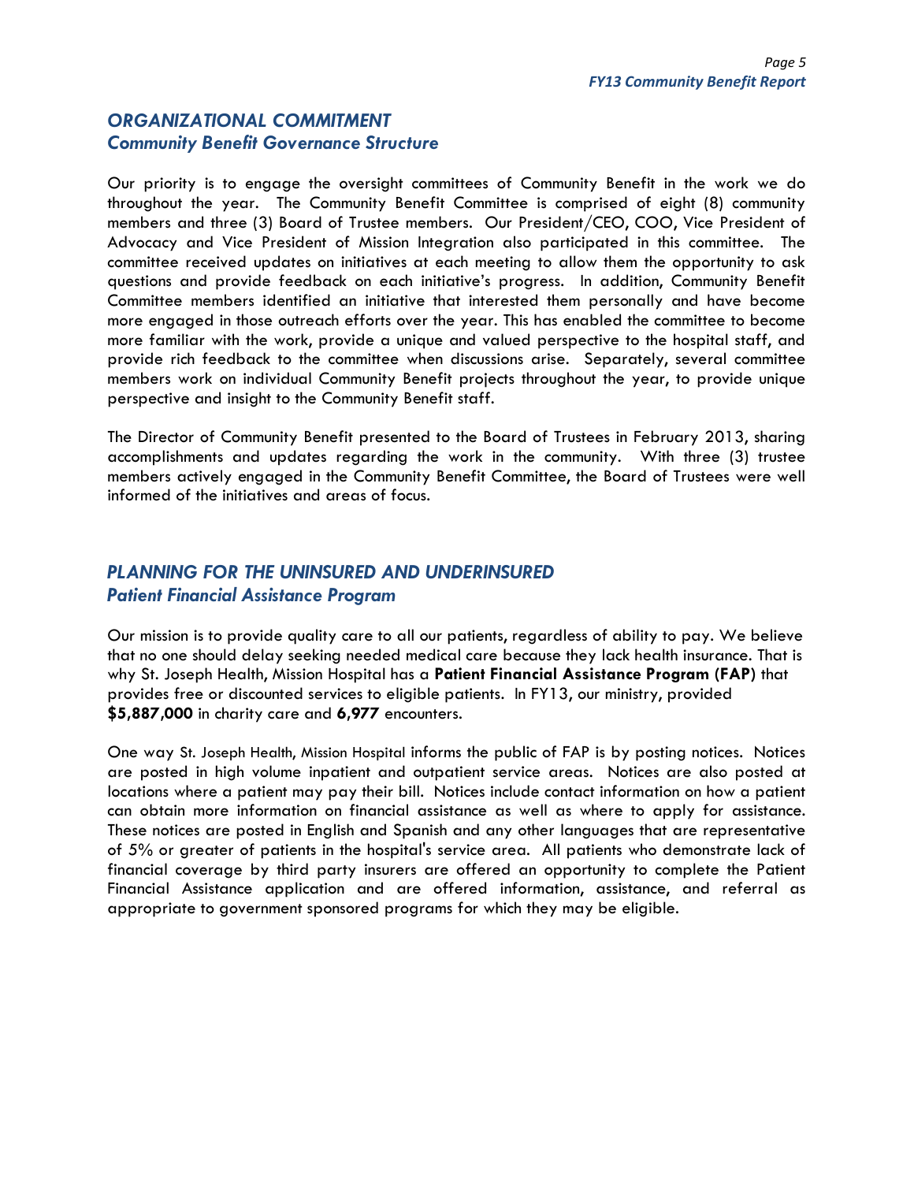## *ORGANIZATIONAL COMMITMENT*
### *Community Benefit Governance Structure*

Our priority is to engage the oversight committees of Community Benefit in the work we do throughout the year. The Community Benefit Committee is comprised of eight (8) community members and three (3) Board of Trustee members. Our President/CEO, COO, Vice President of Advocacy and Vice President of Mission Integration also participated in this committee. The committee received updates on initiatives at each meeting to allow them the opportunity to ask questions and provide feedback on each initiative's progress. In addition, Community Benefit Committee members identified an initiative that interested them personally and have become more engaged in those outreach efforts over the year. This has enabled the committee to become more familiar with the work, provide a unique and valued perspective to the hospital staff, and provide rich feedback to the committee when discussions arise. Separately, several committee members work on individual Community Benefit projects throughout the year, to provide unique perspective and insight to the Community Benefit staff.

The Director of Community Benefit presented to the Board of Trustees in February 2013, sharing accomplishments and updates regarding the work in the community. With three (3) trustee members actively engaged in the Community Benefit Committee, the Board of Trustees were well informed of the initiatives and areas of focus.

## *PLANNING FOR THE UNINSURED AND UNDERINSURED*
### *Patient Financial Assistance Program*

Our mission is to provide quality care to all our patients, regardless of ability to pay. We believe that no one should delay seeking needed medical care because they lack health insurance. That is why St. Joseph Health, Mission Hospital has a **Patient Financial Assistance Program (FAP)** that provides free or discounted services to eligible patients. In FY13, our ministry, provided **$5,887,000** in charity care and **6,977** encounters.

One way St. Joseph Health, Mission Hospital informs the public of FAP is by posting notices. Notices are posted in high volume inpatient and outpatient service areas. Notices are also posted at locations where a patient may pay their bill. Notices include contact information on how a patient can obtain more information on financial assistance as well as where to apply for assistance. These notices are posted in English and Spanish and any other languages that are representative of 5% or greater of patients in the hospital's service area. All patients who demonstrate lack of financial coverage by third party insurers are offered an opportunity to complete the Patient Financial Assistance application and are offered information, assistance, and referral as appropriate to government sponsored programs for which they may be eligible.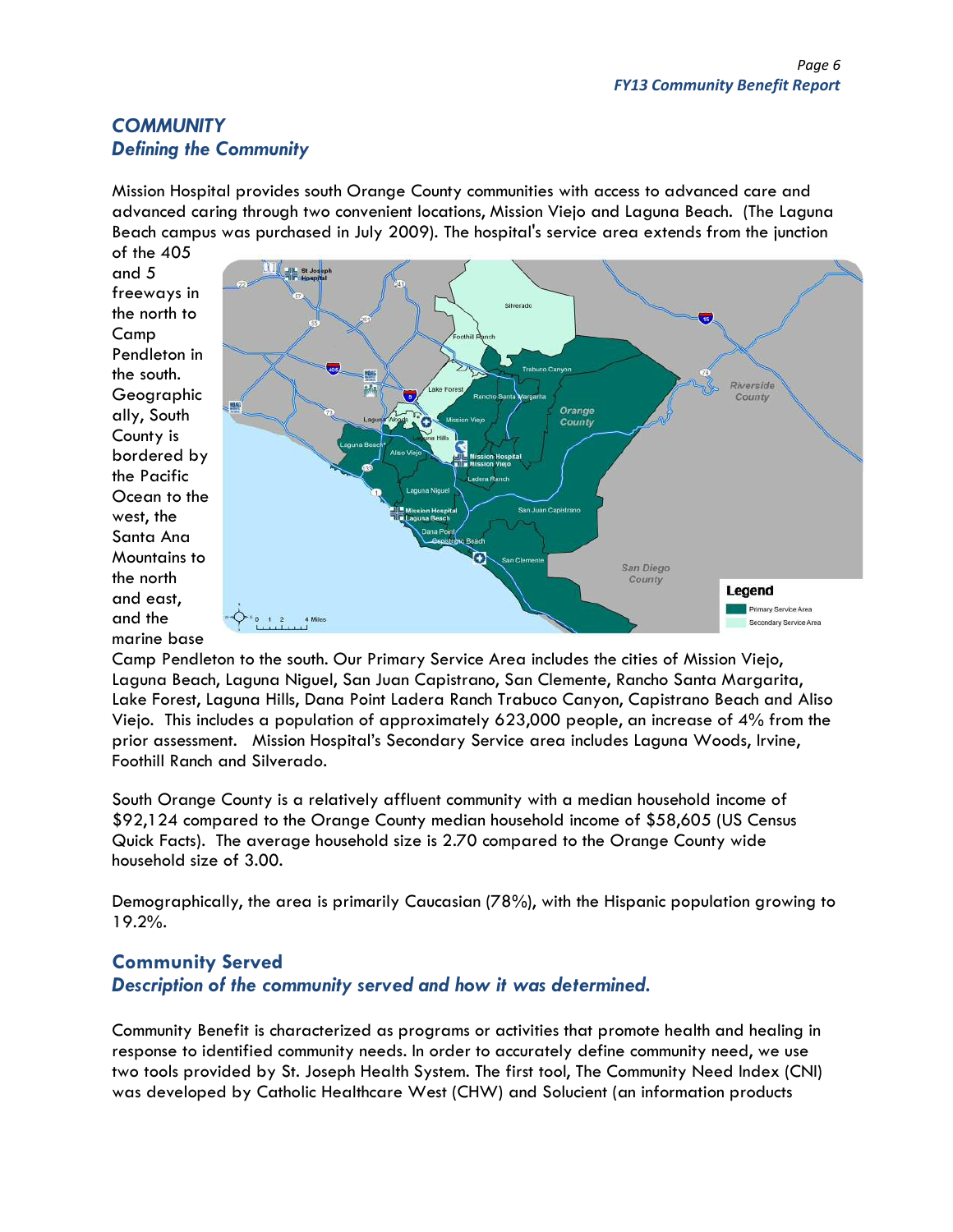## COMMUNITY
### *Defining the Community*

Mission Hospital provides south Orange County communities with access to advanced care and advanced caring through two convenient locations, Mission Viejo and Laguna Beach. (The Laguna Beach campus was purchased in July 2009). The hospital's service area extends from the junction of the 405 and 5 freeways in the north to Camp Pendleton in the south. Geographically, South County is bordered by the Pacific Ocean to the west, the Santa Ana Mountains to the north and east, and the marine base Camp Pendleton to the south. Our Primary Service Area includes the cities of Mission Viejo, Laguna Beach, Laguna Niguel, San Juan Capistrano, San Clemente, Rancho Santa Margarita, Lake Forest, Laguna Hills, Dana Point Ladera Ranch Trabuco Canyon, Capistrano Beach and Aliso Viejo. This includes a population of approximately 623,000 people, an increase of 4% from the prior assessment. Mission Hospital's Secondary Service area includes Laguna Woods, Irvine, Foothill Ranch and Silverado.

South Orange County is a relatively affluent community with a median household income of $92,124 compared to the Orange County median household income of $58,605 (US Census Quick Facts). The average household size is 2.70 compared to the Orange County wide household size of 3.00.

Demographically, the area is primarily Caucasian (78%), with the Hispanic population growing to 19.2%.

## Community Served
### *Description of the community served and how it was determined.*

Community Benefit is characterized as programs or activities that promote health and healing in response to identified community needs. In order to accurately define community need, we use two tools provided by St. Joseph Health System. The first tool, The Community Need Index (CNI) was developed by Catholic Healthcare West (CHW) and Solucient (an information products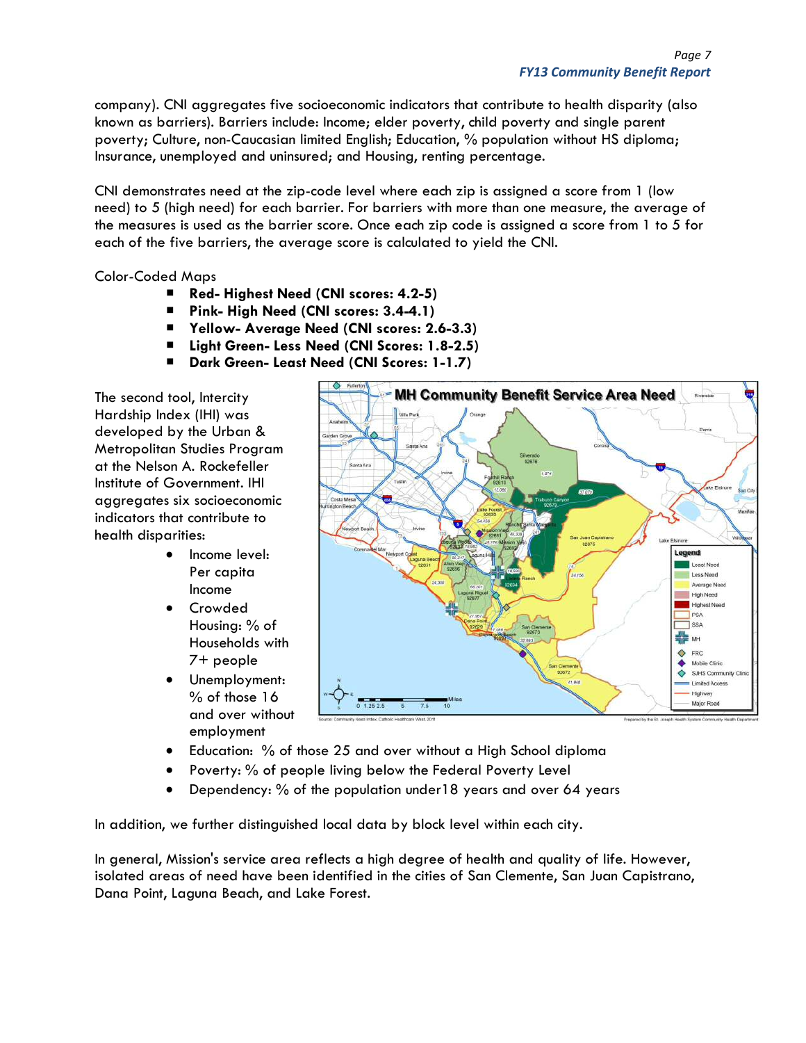company). CNI aggregates five socioeconomic indicators that contribute to health disparity (also known as barriers). Barriers include: Income; elder poverty, child poverty and single parent poverty; Culture, non-Caucasian limited English; Education, % population without HS diploma; Insurance, unemployed and uninsured; and Housing, renting percentage.

CNI demonstrates need at the zip-code level where each zip is assigned a score from 1 (low need) to 5 (high need) for each barrier. For barriers with more than one measure, the average of the measures is used as the barrier score. Once each zip code is assigned a score from 1 to 5 for each of the five barriers, the average score is calculated to yield the CNI.

Color-Coded Maps

- **Red- Highest Need (CNI scores: 4.2-5)**
- **Pink- High Need (CNI scores: 3.4-4.1)**
- **Yellow- Average Need (CNI scores: 2.6-3.3)**
- **Light Green- Less Need (CNI Scores: 1.8-2.5)**
- **Dark Green- Least Need (CNI Scores: 1-1.7)**

The second tool, Intercity Hardship Index (IHI) was developed by the Urban & Metropolitan Studies Program at the Nelson A. Rockefeller Institute of Government. IHI aggregates six socioeconomic indicators that contribute to health disparities:

- Income level: Per capita Income
- Crowded Housing: % of Households with 7+ people
- Unemployment: % of those 16 and over without employment
- Education: % of those 25 and over without a High School diploma
- Poverty: % of people living below the Federal Poverty Level
- Dependency: % of the population under18 years and over 64 years

In addition, we further distinguished local data by block level within each city.

In general, Mission's service area reflects a high degree of health and quality of life. However, isolated areas of need have been identified in the cities of San Clemente, San Juan Capistrano, Dana Point, Laguna Beach, and Lake Forest.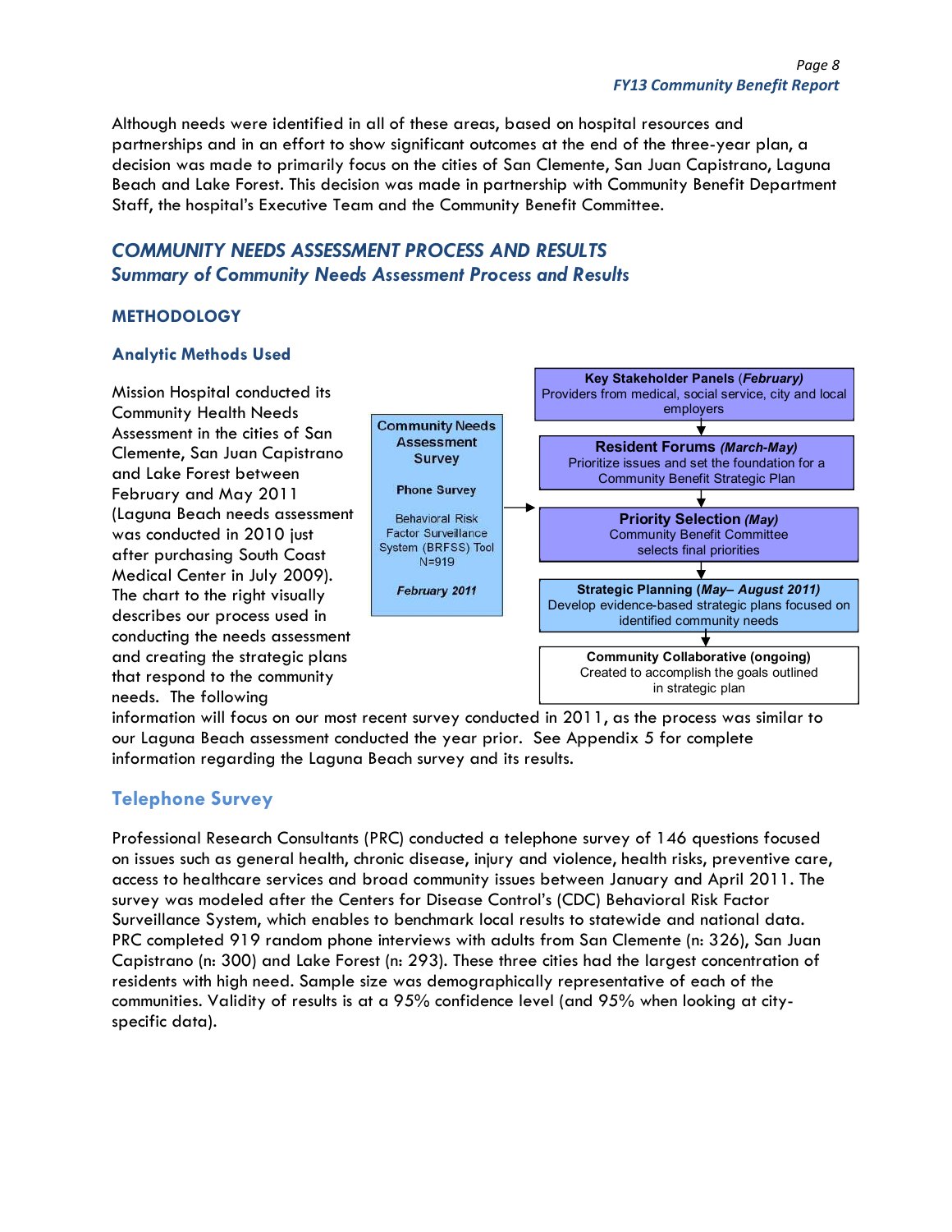Although needs were identified in all of these areas, based on hospital resources and partnerships and in an effort to show significant outcomes at the end of the three-year plan, a decision was made to primarily focus on the cities of San Clemente, San Juan Capistrano, Laguna Beach and Lake Forest. This decision was made in partnership with Community Benefit Department Staff, the hospital's Executive Team and the Community Benefit Committee.

## *COMMUNITY NEEDS ASSESSMENT PROCESS AND RESULTS*

### *Summary of Community Needs Assessment Process and Results*

### METHODOLOGY

#### Analytic Methods Used

Mission Hospital conducted its Community Health Needs Assessment in the cities of San Clemente, San Juan Capistrano and Lake Forest between February and May 2011 (Laguna Beach needs assessment was conducted in 2010 just after purchasing South Coast Medical Center in July 2009). The chart to the right visually describes our process used in conducting the needs assessment and creating the strategic plans that respond to the community needs. The following information will focus on our most recent survey conducted in 2011, as the process was similar to our Laguna Beach assessment conducted the year prior. See Appendix 5 for complete information regarding the Laguna Beach survey and its results.

**Community Needs Assessment Survey**
**Phone Survey**
Behavioral Risk Factor Surveillance System (BRFSS) Tool
N=919
***February 2011***

→

**Key Stakeholder Panels** (*February*)
Providers from medical, social service, city and local employers

↓

**Resident Forums** ***(March-May)***
Prioritize issues and set the foundation for a Community Benefit Strategic Plan

↓

**Priority Selection** ***(May)***
Community Benefit Committee selects final priorities

↓

**Strategic Planning (*May– August 2011*)**
Develop evidence-based strategic plans focused on identified community needs

↓

**Community Collaborative (ongoing)**
Created to accomplish the goals outlined in strategic plan

## Telephone Survey

Professional Research Consultants (PRC) conducted a telephone survey of 146 questions focused on issues such as general health, chronic disease, injury and violence, health risks, preventive care, access to healthcare services and broad community issues between January and April 2011. The survey was modeled after the Centers for Disease Control's (CDC) Behavioral Risk Factor Surveillance System, which enables to benchmark local results to statewide and national data. PRC completed 919 random phone interviews with adults from San Clemente (n: 326), San Juan Capistrano (n: 300) and Lake Forest (n: 293). These three cities had the largest concentration of residents with high need. Sample size was demographically representative of each of the communities. Validity of results is at a 95% confidence level (and 95% when looking at city-specific data).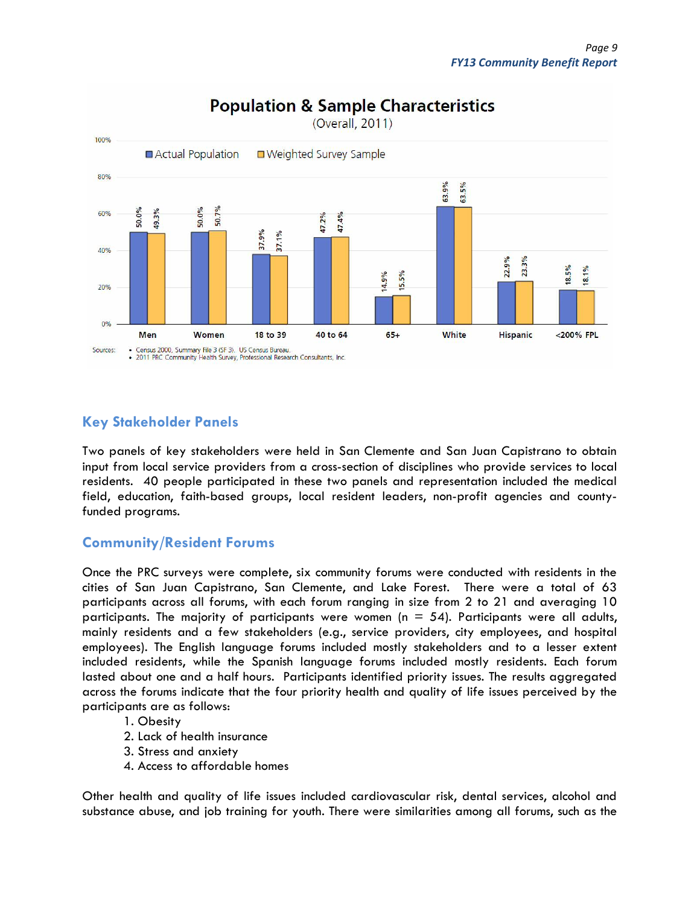## Population & Sample Characteristics

(Overall, 2011)

| | Men | Women | 18 to 39 | 40 to 64 | 65+ | White | Hispanic | <200% FPL |
|---|---|---|---|---|---|---|---|---|
| Actual Population | 50.0% | 50.0% | 37.9% | 47.2% | 14.9% | 63.9% | 22.9% | 18.5% |
| Weighted Survey Sample | 49.3% | 50.7% | 37.1% | 47.4% | 15.5% | 63.5% | 23.3% | 18.1% |

Sources:
- Census 2000, Summary File 3 (SF 3). US Census Bureau.
- 2011 PRC Community Health Survey, Professional Research Consultants, Inc.

## Key Stakeholder Panels

Two panels of key stakeholders were held in San Clemente and San Juan Capistrano to obtain input from local service providers from a cross-section of disciplines who provide services to local residents. 40 people participated in these two panels and representation included the medical field, education, faith-based groups, local resident leaders, non-profit agencies and county-funded programs.

## Community/Resident Forums

Once the PRC surveys were complete, six community forums were conducted with residents in the cities of San Juan Capistrano, San Clemente, and Lake Forest. There were a total of 63 participants across all forums, with each forum ranging in size from 2 to 21 and averaging 10 participants. The majority of participants were women (n = 54). Participants were all adults, mainly residents and a few stakeholders (e.g., service providers, city employees, and hospital employees). The English language forums included mostly stakeholders and to a lesser extent included residents, while the Spanish language forums included mostly residents. Each forum lasted about one and a half hours. Participants identified priority issues. The results aggregated across the forums indicate that the four priority health and quality of life issues perceived by the participants are as follows:

1. Obesity
2. Lack of health insurance
3. Stress and anxiety
4. Access to affordable homes

Other health and quality of life issues included cardiovascular risk, dental services, alcohol and substance abuse, and job training for youth. There were similarities among all forums, such as the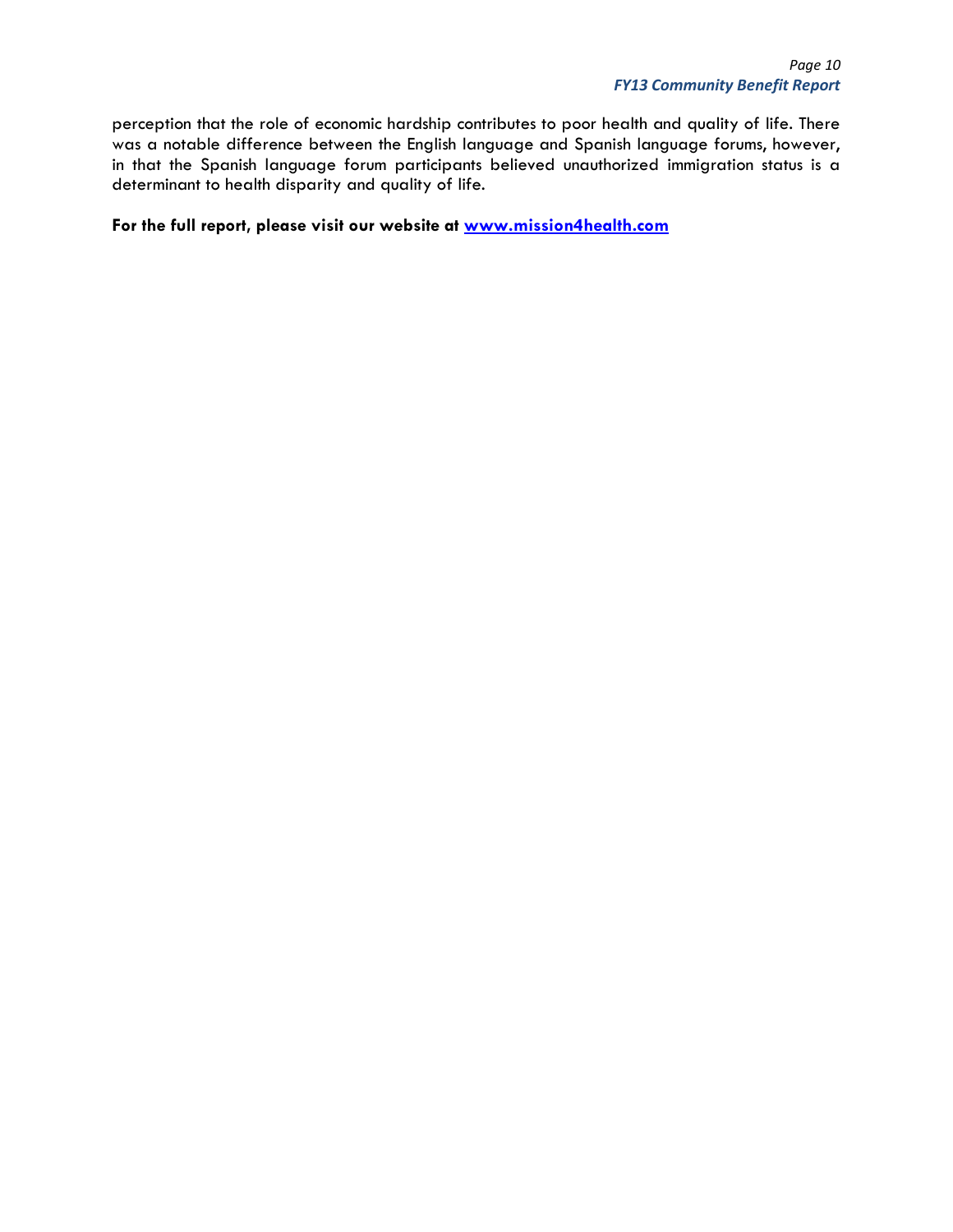perception that the role of economic hardship contributes to poor health and quality of life. There was a notable difference between the English language and Spanish language forums, however, in that the Spanish language forum participants believed unauthorized immigration status is a determinant to health disparity and quality of life.

**For the full report, please visit our website at [www.mission4health.com](www.mission4health.com)**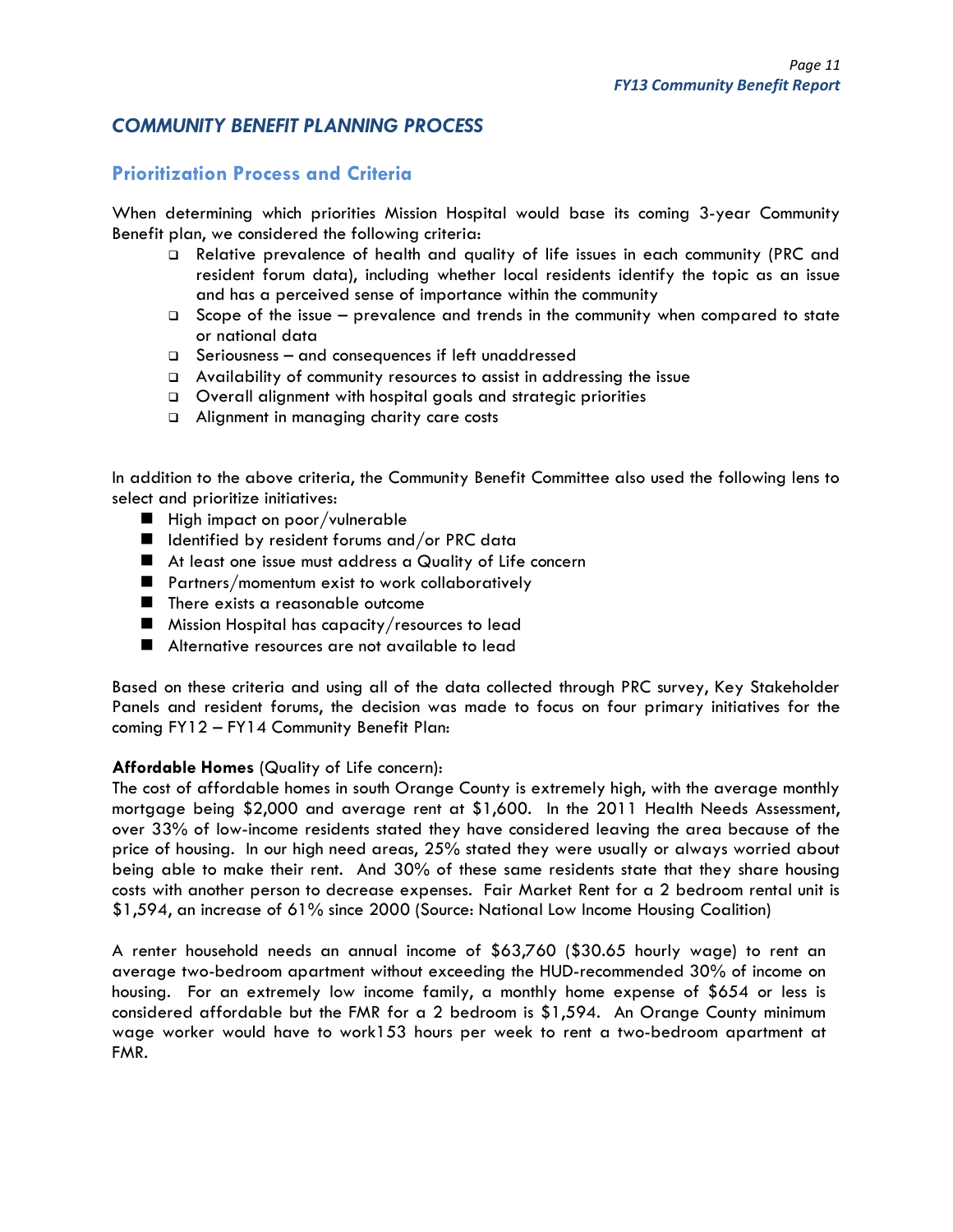## COMMUNITY BENEFIT PLANNING PROCESS

### Prioritization Process and Criteria

When determining which priorities Mission Hospital would base its coming 3-year Community Benefit plan, we considered the following criteria:

- Relative prevalence of health and quality of life issues in each community (PRC and resident forum data), including whether local residents identify the topic as an issue and has a perceived sense of importance within the community
- Scope of the issue – prevalence and trends in the community when compared to state or national data
- Seriousness – and consequences if left unaddressed
- Availability of community resources to assist in addressing the issue
- Overall alignment with hospital goals and strategic priorities
- Alignment in managing charity care costs

In addition to the above criteria, the Community Benefit Committee also used the following lens to select and prioritize initiatives:

- High impact on poor/vulnerable
- Identified by resident forums and/or PRC data
- At least one issue must address a Quality of Life concern
- Partners/momentum exist to work collaboratively
- There exists a reasonable outcome
- Mission Hospital has capacity/resources to lead
- Alternative resources are not available to lead

Based on these criteria and using all of the data collected through PRC survey, Key Stakeholder Panels and resident forums, the decision was made to focus on four primary initiatives for the coming FY12 – FY14 Community Benefit Plan:

**Affordable Homes** (Quality of Life concern):
The cost of affordable homes in south Orange County is extremely high, with the average monthly mortgage being $2,000 and average rent at $1,600. In the 2011 Health Needs Assessment, over 33% of low-income residents stated they have considered leaving the area because of the price of housing. In our high need areas, 25% stated they were usually or always worried about being able to make their rent. And 30% of these same residents state that they share housing costs with another person to decrease expenses. Fair Market Rent for a 2 bedroom rental unit is $1,594, an increase of 61% since 2000 (Source: National Low Income Housing Coalition)

A renter household needs an annual income of $63,760 ($30.65 hourly wage) to rent an average two-bedroom apartment without exceeding the HUD-recommended 30% of income on housing. For an extremely low income family, a monthly home expense of $654 or less is considered affordable but the FMR for a 2 bedroom is $1,594. An Orange County minimum wage worker would have to work153 hours per week to rent a two-bedroom apartment at FMR.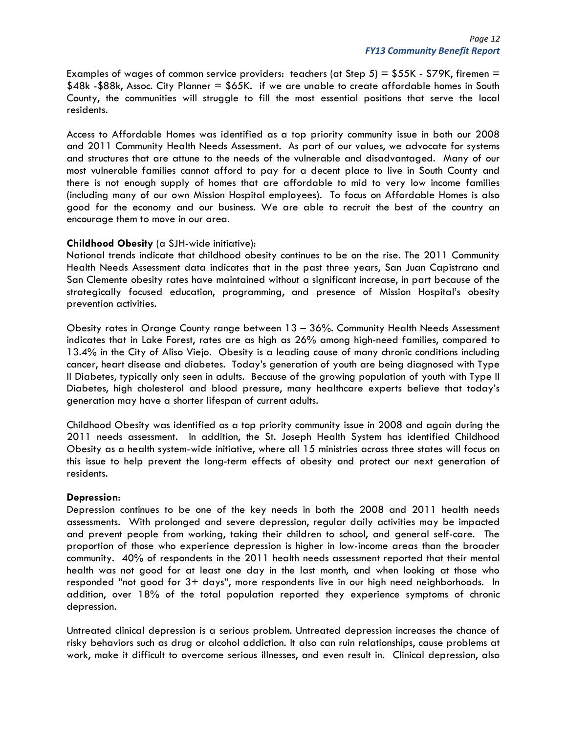Examples of wages of common service providers: teachers (at Step 5) = $55K - $79K, firemen = $48k -$88k, Assoc. City Planner = $65K. if we are unable to create affordable homes in South County, the communities will struggle to fill the most essential positions that serve the local residents.

Access to Affordable Homes was identified as a top priority community issue in both our 2008 and 2011 Community Health Needs Assessment. As part of our values, we advocate for systems and structures that are attune to the needs of the vulnerable and disadvantaged. Many of our most vulnerable families cannot afford to pay for a decent place to live in South County and there is not enough supply of homes that are affordable to mid to very low income families (including many of our own Mission Hospital employees). To focus on Affordable Homes is also good for the economy and our business. We are able to recruit the best of the country an encourage them to move in our area.

**Childhood Obesity** (a SJH-wide initiative):
National trends indicate that childhood obesity continues to be on the rise. The 2011 Community Health Needs Assessment data indicates that in the past three years, San Juan Capistrano and San Clemente obesity rates have maintained without a significant increase, in part because of the strategically focused education, programming, and presence of Mission Hospital's obesity prevention activities.

Obesity rates in Orange County range between 13 – 36%. Community Health Needs Assessment indicates that in Lake Forest, rates are as high as 26% among high-need families, compared to 13.4% in the City of Aliso Viejo. Obesity is a leading cause of many chronic conditions including cancer, heart disease and diabetes. Today's generation of youth are being diagnosed with Type II Diabetes, typically only seen in adults. Because of the growing population of youth with Type II Diabetes, high cholesterol and blood pressure, many healthcare experts believe that today's generation may have a shorter lifespan of current adults.

Childhood Obesity was identified as a top priority community issue in 2008 and again during the 2011 needs assessment. In addition, the St. Joseph Health System has identified Childhood Obesity as a health system-wide initiative, where all 15 ministries across three states will focus on this issue to help prevent the long-term effects of obesity and protect our next generation of residents.

**Depression**:
Depression continues to be one of the key needs in both the 2008 and 2011 health needs assessments. With prolonged and severe depression, regular daily activities may be impacted and prevent people from working, taking their children to school, and general self-care. The proportion of those who experience depression is higher in low-income areas than the broader community. 40% of respondents in the 2011 health needs assessment reported that their mental health was not good for at least one day in the last month, and when looking at those who responded "not good for 3+ days", more respondents live in our high need neighborhoods. In addition, over 18% of the total population reported they experience symptoms of chronic depression.

Untreated clinical depression is a serious problem. Untreated depression increases the chance of risky behaviors such as drug or alcohol addiction. It also can ruin relationships, cause problems at work, make it difficult to overcome serious illnesses, and even result in. Clinical depression, also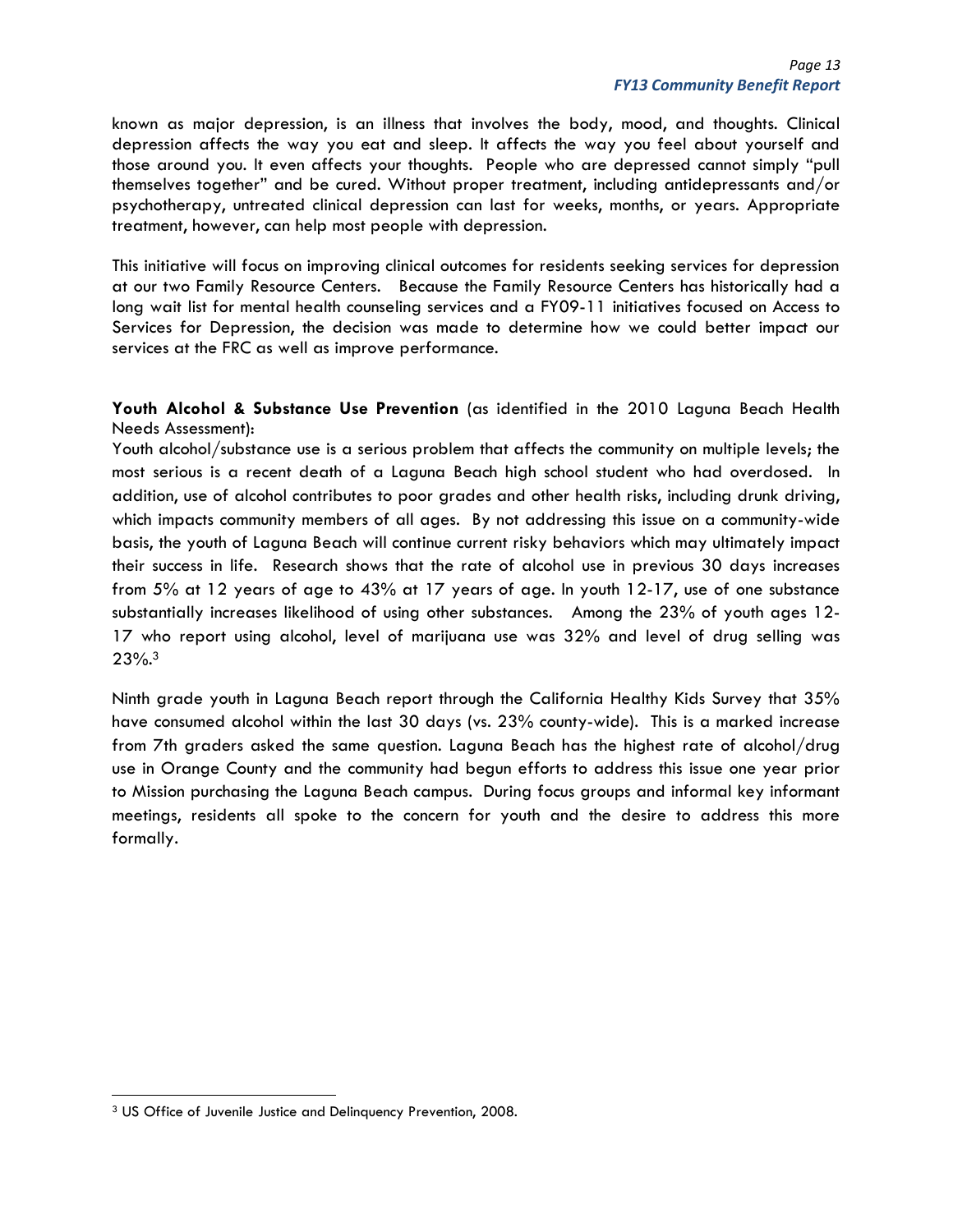known as major depression, is an illness that involves the body, mood, and thoughts. Clinical depression affects the way you eat and sleep. It affects the way you feel about yourself and those around you. It even affects your thoughts. People who are depressed cannot simply "pull themselves together" and be cured. Without proper treatment, including antidepressants and/or psychotherapy, untreated clinical depression can last for weeks, months, or years. Appropriate treatment, however, can help most people with depression.

This initiative will focus on improving clinical outcomes for residents seeking services for depression at our two Family Resource Centers. Because the Family Resource Centers has historically had a long wait list for mental health counseling services and a FY09-11 initiatives focused on Access to Services for Depression, the decision was made to determine how we could better impact our services at the FRC as well as improve performance.

**Youth Alcohol & Substance Use Prevention** (as identified in the 2010 Laguna Beach Health Needs Assessment):

Youth alcohol/substance use is a serious problem that affects the community on multiple levels; the most serious is a recent death of a Laguna Beach high school student who had overdosed. In addition, use of alcohol contributes to poor grades and other health risks, including drunk driving, which impacts community members of all ages. By not addressing this issue on a community-wide basis, the youth of Laguna Beach will continue current risky behaviors which may ultimately impact their success in life. Research shows that the rate of alcohol use in previous 30 days increases from 5% at 12 years of age to 43% at 17 years of age. In youth 12-17, use of one substance substantially increases likelihood of using other substances. Among the 23% of youth ages 12-17 who report using alcohol, level of marijuana use was 32% and level of drug selling was 23%.[3]

Ninth grade youth in Laguna Beach report through the California Healthy Kids Survey that 35% have consumed alcohol within the last 30 days (vs. 23% county-wide). This is a marked increase from 7th graders asked the same question. Laguna Beach has the highest rate of alcohol/drug use in Orange County and the community had begun efforts to address this issue one year prior to Mission purchasing the Laguna Beach campus. During focus groups and informal key informant meetings, residents all spoke to the concern for youth and the desire to address this more formally.

---

[3] US Office of Juvenile Justice and Delinquency Prevention, 2008.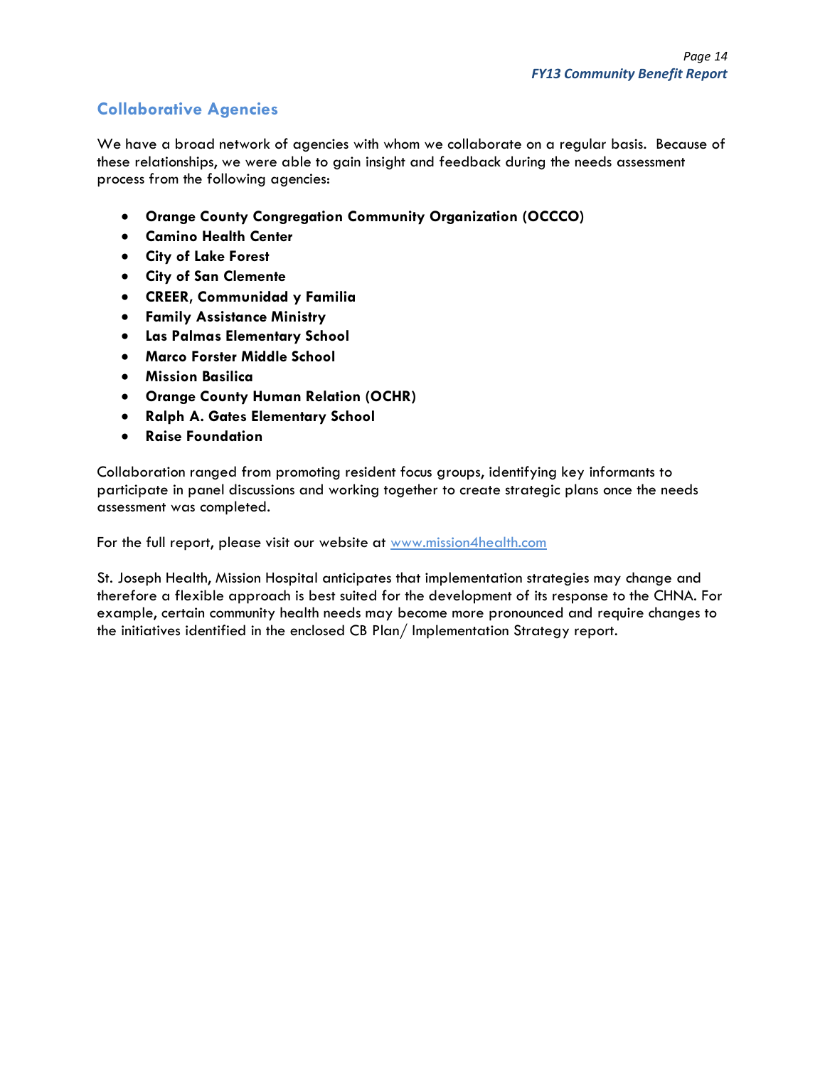## Collaborative Agencies

We have a broad network of agencies with whom we collaborate on a regular basis. Because of these relationships, we were able to gain insight and feedback during the needs assessment process from the following agencies:

- **Orange County Congregation Community Organization (OCCCO)**
- **Camino Health Center**
- **City of Lake Forest**
- **City of San Clemente**
- **CREER, Communidad y Familia**
- **Family Assistance Ministry**
- **Las Palmas Elementary School**
- **Marco Forster Middle School**
- **Mission Basilica**
- **Orange County Human Relation (OCHR)**
- **Ralph A. Gates Elementary School**
- **Raise Foundation**

Collaboration ranged from promoting resident focus groups, identifying key informants to participate in panel discussions and working together to create strategic plans once the needs assessment was completed.

For the full report, please visit our website at [www.mission4health.com](http://www.mission4health.com)

St. Joseph Health, Mission Hospital anticipates that implementation strategies may change and therefore a flexible approach is best suited for the development of its response to the CHNA. For example, certain community health needs may become more pronounced and require changes to the initiatives identified in the enclosed CB Plan/ Implementation Strategy report.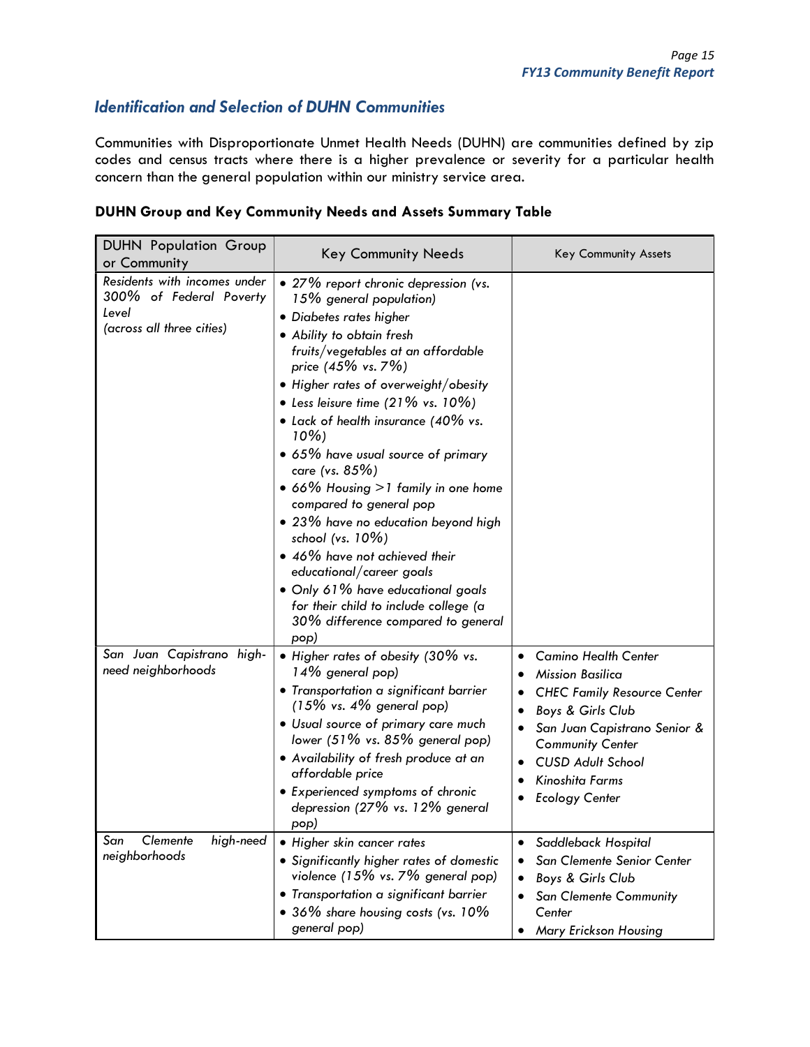## *Identification and Selection of DUHN Communities*

Communities with Disproportionate Unmet Health Needs (DUHN) are communities defined by zip codes and census tracts where there is a higher prevalence or severity for a particular health concern than the general population within our ministry service area.

**DUHN Group and Key Community Needs and Assets Summary Table**

| DUHN Population Group or Community | Key Community Needs | Key Community Assets |
|---|---|---|
| *Residents with incomes under 300% of Federal Poverty Level (across all three cities)* | • *27% report chronic depression (vs. 15% general population)*<br>• *Diabetes rates higher*<br>• *Ability to obtain fresh fruits/vegetables at an affordable price (45% vs. 7%)*<br>• *Higher rates of overweight/obesity*<br>• *Less leisure time (21% vs. 10%)*<br>• *Lack of health insurance (40% vs. 10%)*<br>• *65% have usual source of primary care (vs. 85%)*<br>• *66% Housing >1 family in one home compared to general pop*<br>• *23% have no education beyond high school (vs. 10%)*<br>• *46% have not achieved their educational/career goals*<br>• *Only 61% have educational goals for their child to include college (a 30% difference compared to general pop)* | |
| *San Juan Capistrano high-need neighborhoods* | • *Higher rates of obesity (30% vs. 14% general pop)*<br>• *Transportation a significant barrier (15% vs. 4% general pop)*<br>• *Usual source of primary care much lower (51% vs. 85% general pop)*<br>• *Availability of fresh produce at an affordable price*<br>• *Experienced symptoms of chronic depression (27% vs. 12% general pop)* | • *Camino Health Center*<br>• *Mission Basilica*<br>• *CHEC Family Resource Center*<br>• *Boys & Girls Club*<br>• *San Juan Capistrano Senior & Community Center*<br>• *CUSD Adult School*<br>• *Kinoshita Farms*<br>• *Ecology Center* |
| *San Clemente high-need neighborhoods* | • *Higher skin cancer rates*<br>• *Significantly higher rates of domestic violence (15% vs. 7% general pop)*<br>• *Transportation a significant barrier*<br>• *36% share housing costs (vs. 10% general pop)* | • *Saddleback Hospital*<br>• *San Clemente Senior Center*<br>• *Boys & Girls Club*<br>• *San Clemente Community Center*<br>• *Mary Erickson Housing* |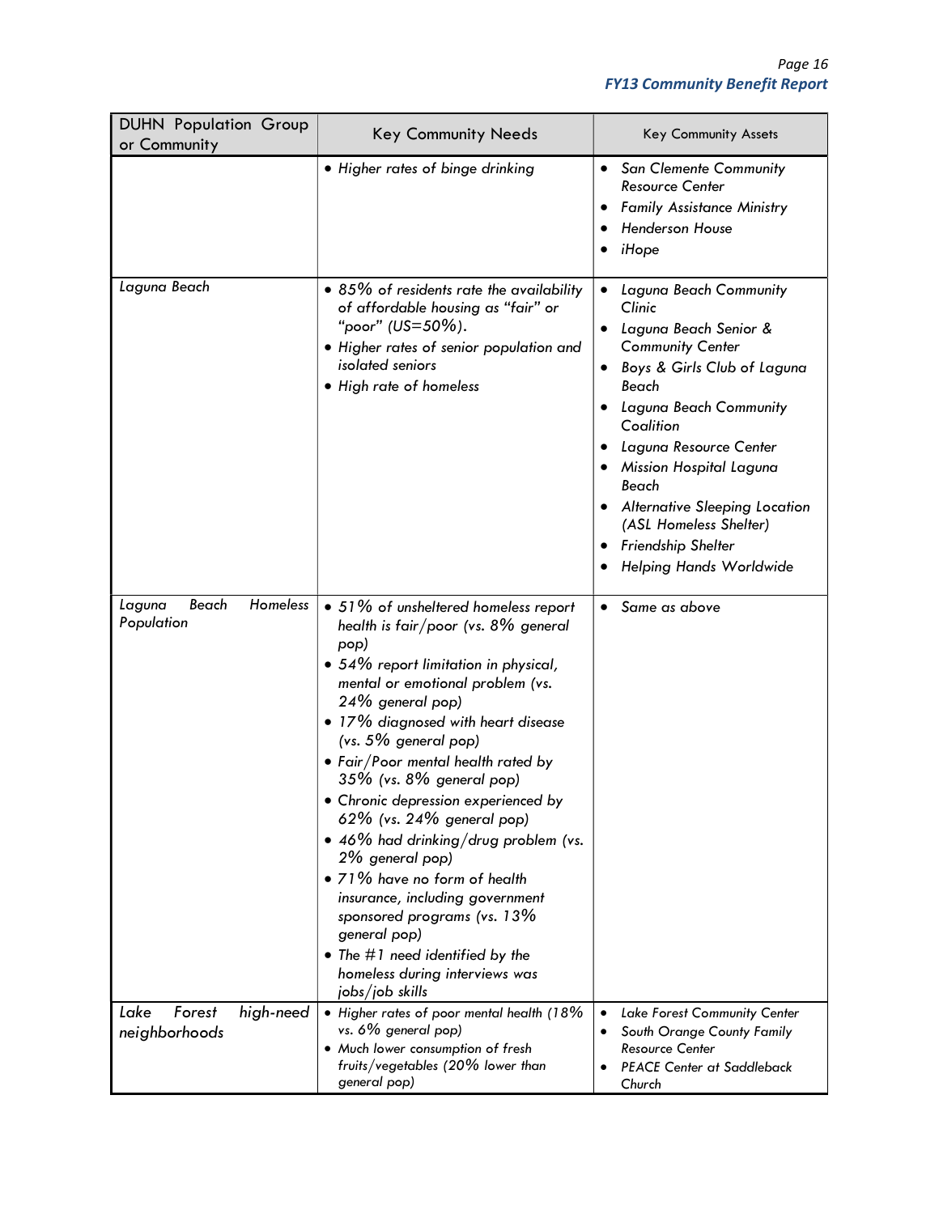| DUHN Population Group or Community | Key Community Needs | Key Community Assets |
|---|---|---|
| | • *Higher rates of binge drinking* | • *San Clemente Community Resource Center*<br>• *Family Assistance Ministry*<br>• *Henderson House*<br>• *iHope* |
| *Laguna Beach* | • *85% of residents rate the availability of affordable housing as "fair" or "poor" (US=50%).*<br>• *Higher rates of senior population and isolated seniors*<br>• *High rate of homeless* | • *Laguna Beach Community Clinic*<br>• *Laguna Beach Senior & Community Center*<br>• *Boys & Girls Club of Laguna Beach*<br>• *Laguna Beach Community Coalition*<br>• *Laguna Resource Center*<br>• *Mission Hospital Laguna Beach*<br>• *Alternative Sleeping Location (ASL Homeless Shelter)*<br>• *Friendship Shelter*<br>• *Helping Hands Worldwide* |
| *Laguna Beach Homeless Population* | • *51% of unsheltered homeless report health is fair/poor (vs. 8% general pop)*<br>• *54% report limitation in physical, mental or emotional problem (vs. 24% general pop)*<br>• *17% diagnosed with heart disease (vs. 5% general pop)*<br>• *Fair/Poor mental health rated by 35% (vs. 8% general pop)*<br>• *Chronic depression experienced by 62% (vs. 24% general pop)*<br>• *46% had drinking/drug problem (vs. 2% general pop)*<br>• *71% have no form of health insurance, including government sponsored programs (vs. 13% general pop)*<br>• *The #1 need identified by the homeless during interviews was jobs/job skills* | • *Same as above* |
| *Lake Forest high-need neighborhoods* | • *Higher rates of poor mental health (18% vs. 6% general pop)*<br>• *Much lower consumption of fresh fruits/vegetables (20% lower than general pop)* | • *Lake Forest Community Center*<br>• *South Orange County Family Resource Center*<br>• *PEACE Center at Saddleback Church* |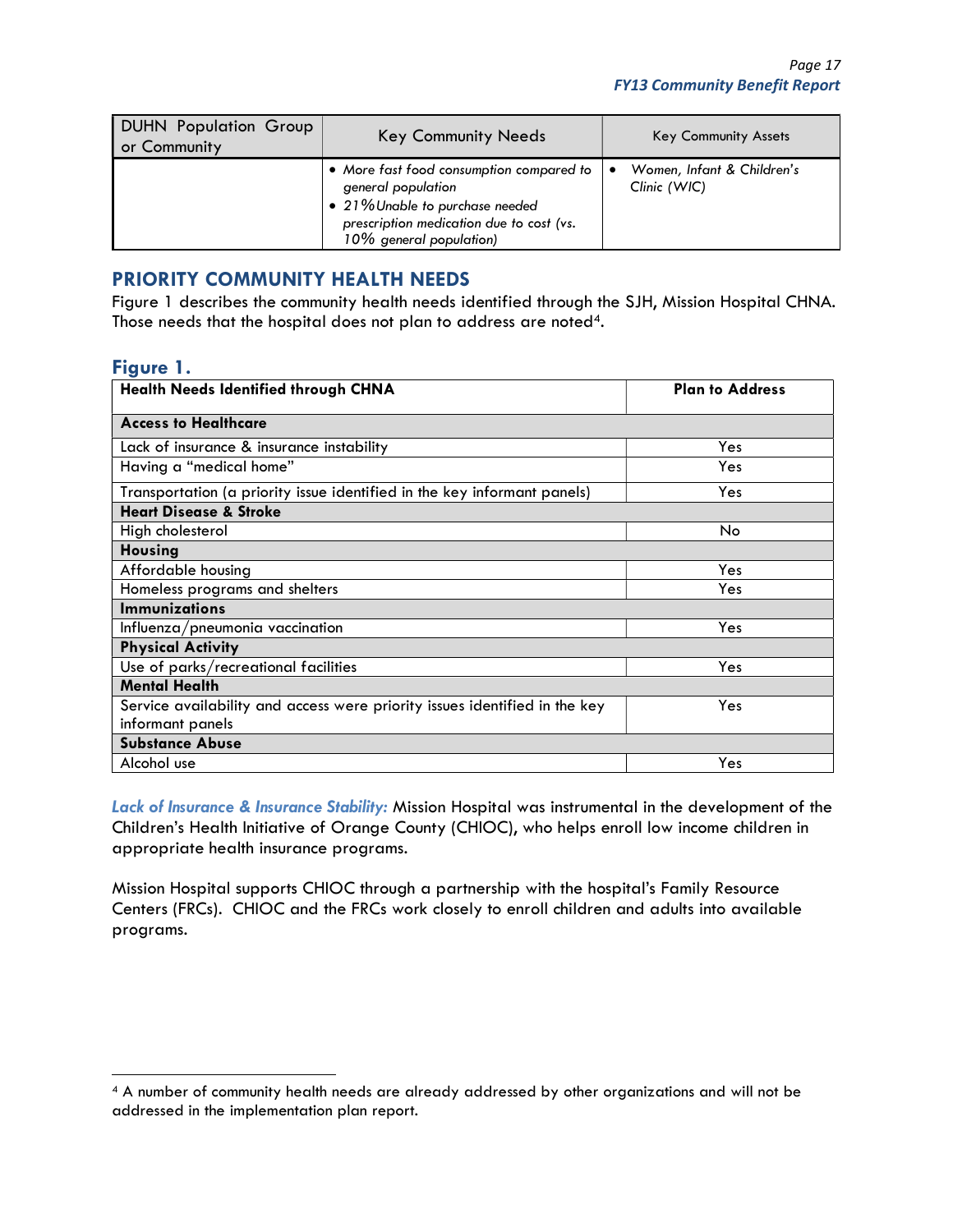| DUHN Population Group or Community | Key Community Needs | Key Community Assets |
|---|---|---|
| | • *More fast food consumption compared to general population*<br>• *21% Unable to purchase needed prescription medication due to cost (vs. 10% general population)* | • *Women, Infant & Children's Clinic (WIC)* |

## PRIORITY COMMUNITY HEALTH NEEDS

Figure 1 describes the community health needs identified through the SJH, Mission Hospital CHNA. Those needs that the hospital does not plan to address are noted[4].

### Figure 1.

| Health Needs Identified through CHNA | Plan to Address |
|---|---|
| **Access to Healthcare** | |
| Lack of insurance & insurance instability | Yes |
| Having a "medical home" | Yes |
| Transportation (a priority issue identified in the key informant panels) | Yes |
| **Heart Disease & Stroke** | |
| High cholesterol | No |
| **Housing** | |
| Affordable housing | Yes |
| Homeless programs and shelters | Yes |
| **Immunizations** | |
| Influenza/pneumonia vaccination | Yes |
| **Physical Activity** | |
| Use of parks/recreational facilities | Yes |
| **Mental Health** | |
| Service availability and access were priority issues identified in the key informant panels | Yes |
| **Substance Abuse** | |
| Alcohol use | Yes |

***Lack of Insurance & Insurance Stability:*** Mission Hospital was instrumental in the development of the Children's Health Initiative of Orange County (CHIOC), who helps enroll low income children in appropriate health insurance programs.

Mission Hospital supports CHIOC through a partnership with the hospital's Family Resource Centers (FRCs). CHIOC and the FRCs work closely to enroll children and adults into available programs.

[4] A number of community health needs are already addressed by other organizations and will not be addressed in the implementation plan report.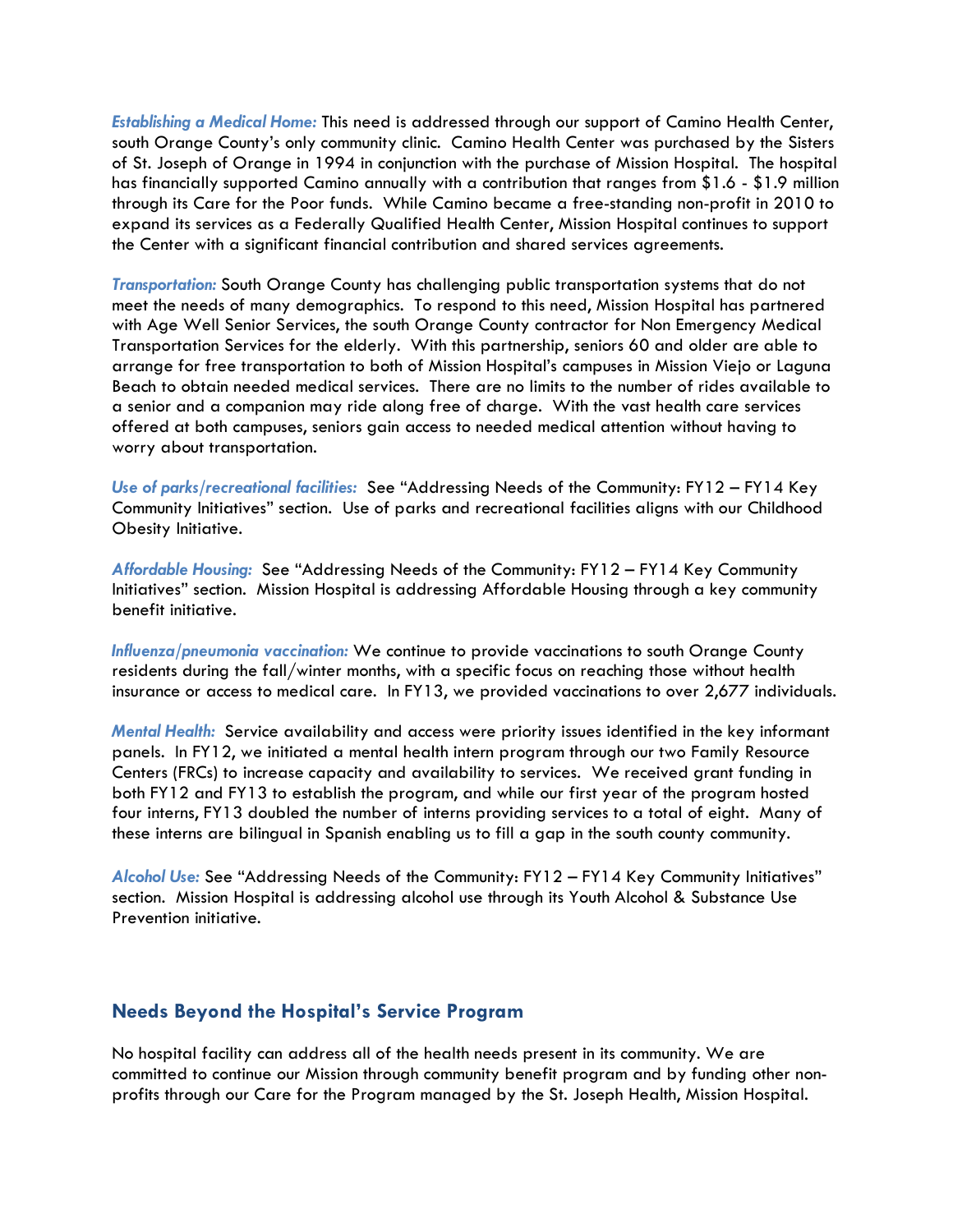***Establishing a Medical Home:*** This need is addressed through our support of Camino Health Center, south Orange County's only community clinic. Camino Health Center was purchased by the Sisters of St. Joseph of Orange in 1994 in conjunction with the purchase of Mission Hospital. The hospital has financially supported Camino annually with a contribution that ranges from $1.6 - $1.9 million through its Care for the Poor funds. While Camino became a free-standing non-profit in 2010 to expand its services as a Federally Qualified Health Center, Mission Hospital continues to support the Center with a significant financial contribution and shared services agreements.

***Transportation:*** South Orange County has challenging public transportation systems that do not meet the needs of many demographics. To respond to this need, Mission Hospital has partnered with Age Well Senior Services, the south Orange County contractor for Non Emergency Medical Transportation Services for the elderly. With this partnership, seniors 60 and older are able to arrange for free transportation to both of Mission Hospital's campuses in Mission Viejo or Laguna Beach to obtain needed medical services. There are no limits to the number of rides available to a senior and a companion may ride along free of charge. With the vast health care services offered at both campuses, seniors gain access to needed medical attention without having to worry about transportation.

***Use of parks/recreational facilities:*** See "Addressing Needs of the Community: FY12 – FY14 Key Community Initiatives" section. Use of parks and recreational facilities aligns with our Childhood Obesity Initiative.

***Affordable Housing:*** See "Addressing Needs of the Community: FY12 – FY14 Key Community Initiatives" section. Mission Hospital is addressing Affordable Housing through a key community benefit initiative.

***Influenza/pneumonia vaccination:*** We continue to provide vaccinations to south Orange County residents during the fall/winter months, with a specific focus on reaching those without health insurance or access to medical care. In FY13, we provided vaccinations to over 2,677 individuals.

***Mental Health:*** Service availability and access were priority issues identified in the key informant panels. In FY12, we initiated a mental health intern program through our two Family Resource Centers (FRCs) to increase capacity and availability to services. We received grant funding in both FY12 and FY13 to establish the program, and while our first year of the program hosted four interns, FY13 doubled the number of interns providing services to a total of eight. Many of these interns are bilingual in Spanish enabling us to fill a gap in the south county community.

***Alcohol Use:*** See "Addressing Needs of the Community: FY12 – FY14 Key Community Initiatives" section. Mission Hospital is addressing alcohol use through its Youth Alcohol & Substance Use Prevention initiative.

## Needs Beyond the Hospital's Service Program

No hospital facility can address all of the health needs present in its community. We are committed to continue our Mission through community benefit program and by funding other non-profits through our Care for the Program managed by the St. Joseph Health, Mission Hospital.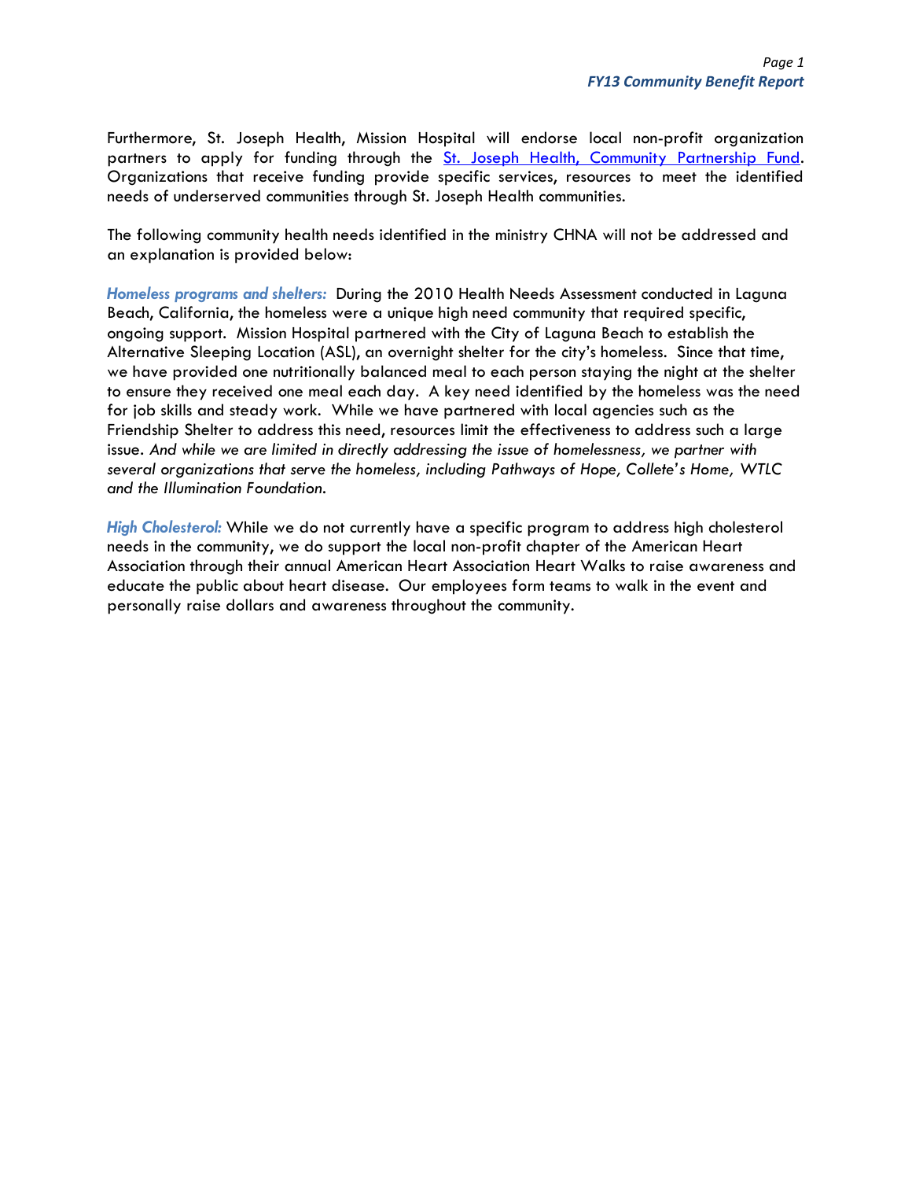Furthermore, St. Joseph Health, Mission Hospital will endorse local non-profit organization partners to apply for funding through the [St. Joseph Health, Community Partnership Fund](). Organizations that receive funding provide specific services, resources to meet the identified needs of underserved communities through St. Joseph Health communities.

The following community health needs identified in the ministry CHNA will not be addressed and an explanation is provided below:

***Homeless programs and shelters:*** During the 2010 Health Needs Assessment conducted in Laguna Beach, California, the homeless were a unique high need community that required specific, ongoing support. Mission Hospital partnered with the City of Laguna Beach to establish the Alternative Sleeping Location (ASL), an overnight shelter for the city's homeless. Since that time, we have provided one nutritionally balanced meal to each person staying the night at the shelter to ensure they received one meal each day. A key need identified by the homeless was the need for job skills and steady work. While we have partnered with local agencies such as the Friendship Shelter to address this need, resources limit the effectiveness to address such a large issue. *And while we are limited in directly addressing the issue of homelessness, we partner with several organizations that serve the homeless, including Pathways of Hope, Collete's Home, WTLC and the Illumination Foundation.*

***High Cholesterol:*** While we do not currently have a specific program to address high cholesterol needs in the community, we do support the local non-profit chapter of the American Heart Association through their annual American Heart Association Heart Walks to raise awareness and educate the public about heart disease. Our employees form teams to walk in the event and personally raise dollars and awareness throughout the community.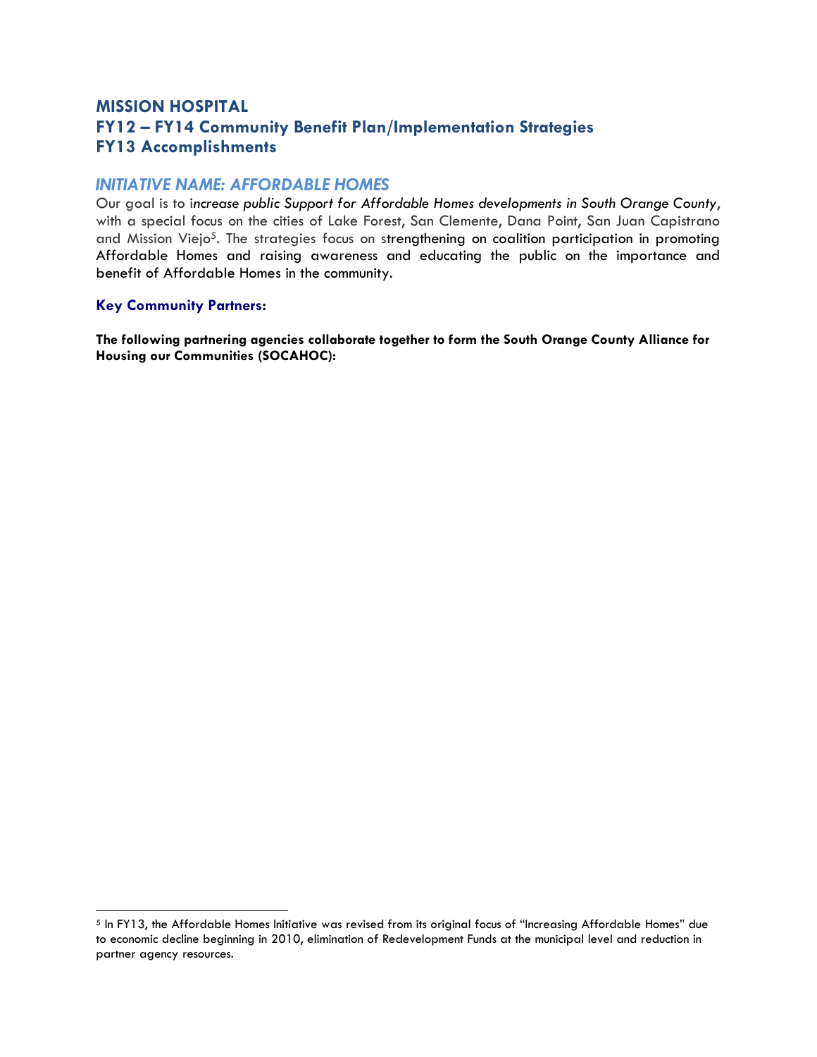# MISSION HOSPITAL
# FY12 – FY14 Community Benefit Plan/Implementation Strategies
# FY13 Accomplishments

## *INITIATIVE NAME: AFFORDABLE HOMES*

Our goal is to i*ncrease public Support for Affordable Homes developments in South Orange County*, with a special focus on the cities of Lake Forest, San Clemente, Dana Point, San Juan Capistrano and Mission Viejo[5]. The strategies focus on strengthening on coalition participation in promoting Affordable Homes and raising awareness and educating the public on the importance and benefit of Affordable Homes in the community.

### Key Community Partners:

**The following partnering agencies collaborate together to form the South Orange County Alliance for Housing our Communities (SOCAHOC):**

---

[5] In FY13, the Affordable Homes Initiative was revised from its original focus of "Increasing Affordable Homes" due to economic decline beginning in 2010, elimination of Redevelopment Funds at the municipal level and reduction in partner agency resources.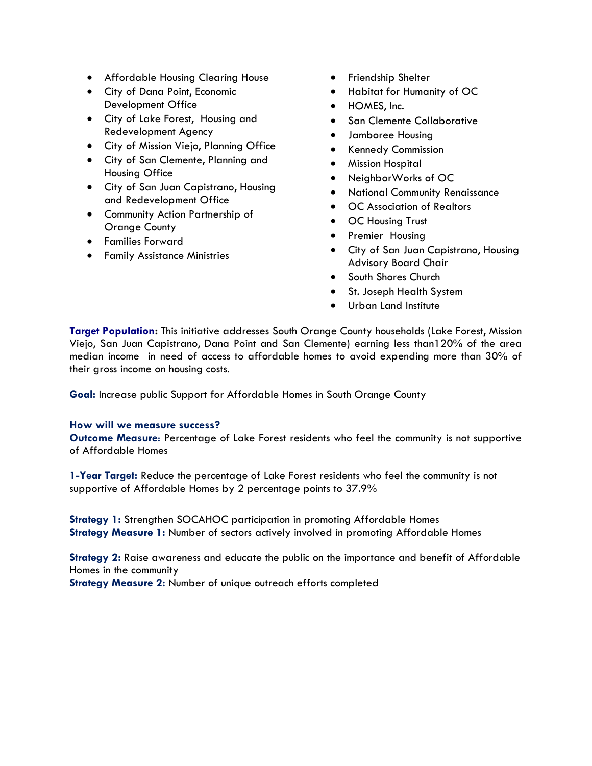- Affordable Housing Clearing House
- City of Dana Point, Economic Development Office
- City of Lake Forest, Housing and Redevelopment Agency
- City of Mission Viejo, Planning Office
- City of San Clemente, Planning and Housing Office
- City of San Juan Capistrano, Housing and Redevelopment Office
- Community Action Partnership of Orange County
- Families Forward
- Family Assistance Ministries
- Friendship Shelter
- Habitat for Humanity of OC
- HOMES, Inc.
- San Clemente Collaborative
- Jamboree Housing
- Kennedy Commission
- Mission Hospital
- NeighborWorks of OC
- National Community Renaissance
- OC Association of Realtors
- OC Housing Trust
- Premier Housing
- City of San Juan Capistrano, Housing Advisory Board Chair
- South Shores Church
- St. Joseph Health System
- Urban Land Institute

**Target Population:** This initiative addresses South Orange County households (Lake Forest, Mission Viejo, San Juan Capistrano, Dana Point and San Clemente) earning less than120% of the area median income in need of access to affordable homes to avoid expending more than 30% of their gross income on housing costs.

**Goal:** Increase public Support for Affordable Homes in South Orange County

**How will we measure success?**

**Outcome Measure:** Percentage of Lake Forest residents who feel the community is not supportive of Affordable Homes

**1-Year Target:** Reduce the percentage of Lake Forest residents who feel the community is not supportive of Affordable Homes by 2 percentage points to 37.9%

**Strategy 1:** Strengthen SOCAHOC participation in promoting Affordable Homes
**Strategy Measure 1:** Number of sectors actively involved in promoting Affordable Homes

**Strategy 2:** Raise awareness and educate the public on the importance and benefit of Affordable Homes in the community
**Strategy Measure 2:** Number of unique outreach efforts completed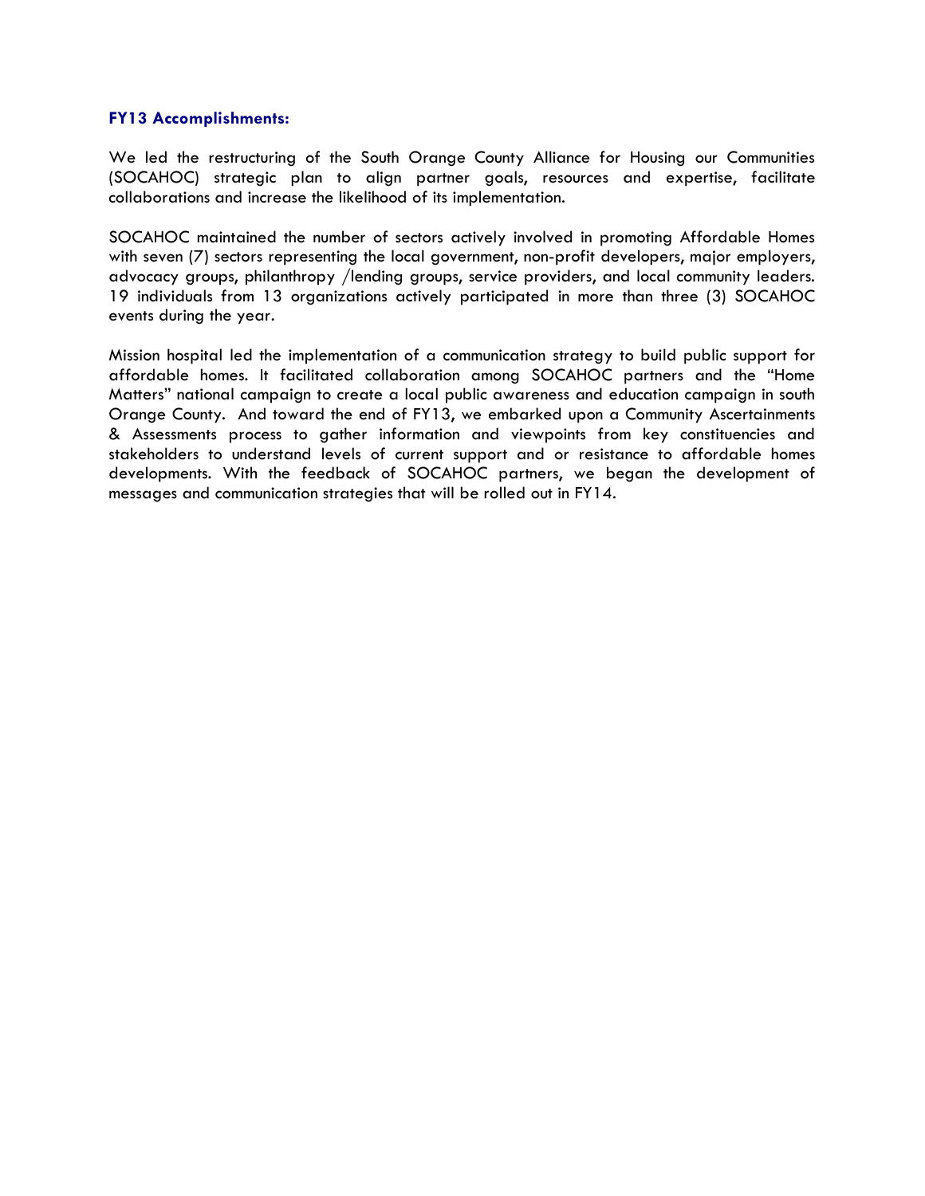**FY13 Accomplishments:**

We led the restructuring of the South Orange County Alliance for Housing our Communities (SOCAHOC) strategic plan to align partner goals, resources and expertise, facilitate collaborations and increase the likelihood of its implementation.

SOCAHOC maintained the number of sectors actively involved in promoting Affordable Homes with seven (7) sectors representing the local government, non-profit developers, major employers, advocacy groups, philanthropy /lending groups, service providers, and local community leaders. 19 individuals from 13 organizations actively participated in more than three (3) SOCAHOC events during the year.

Mission hospital led the implementation of a communication strategy to build public support for affordable homes. It facilitated collaboration among SOCAHOC partners and the "Home Matters" national campaign to create a local public awareness and education campaign in south Orange County. And toward the end of FY13, we embarked upon a Community Ascertainments & Assessments process to gather information and viewpoints from key constituencies and stakeholders to understand levels of current support and or resistance to affordable homes developments. With the feedback of SOCAHOC partners, we began the development of messages and communication strategies that will be rolled out in FY14.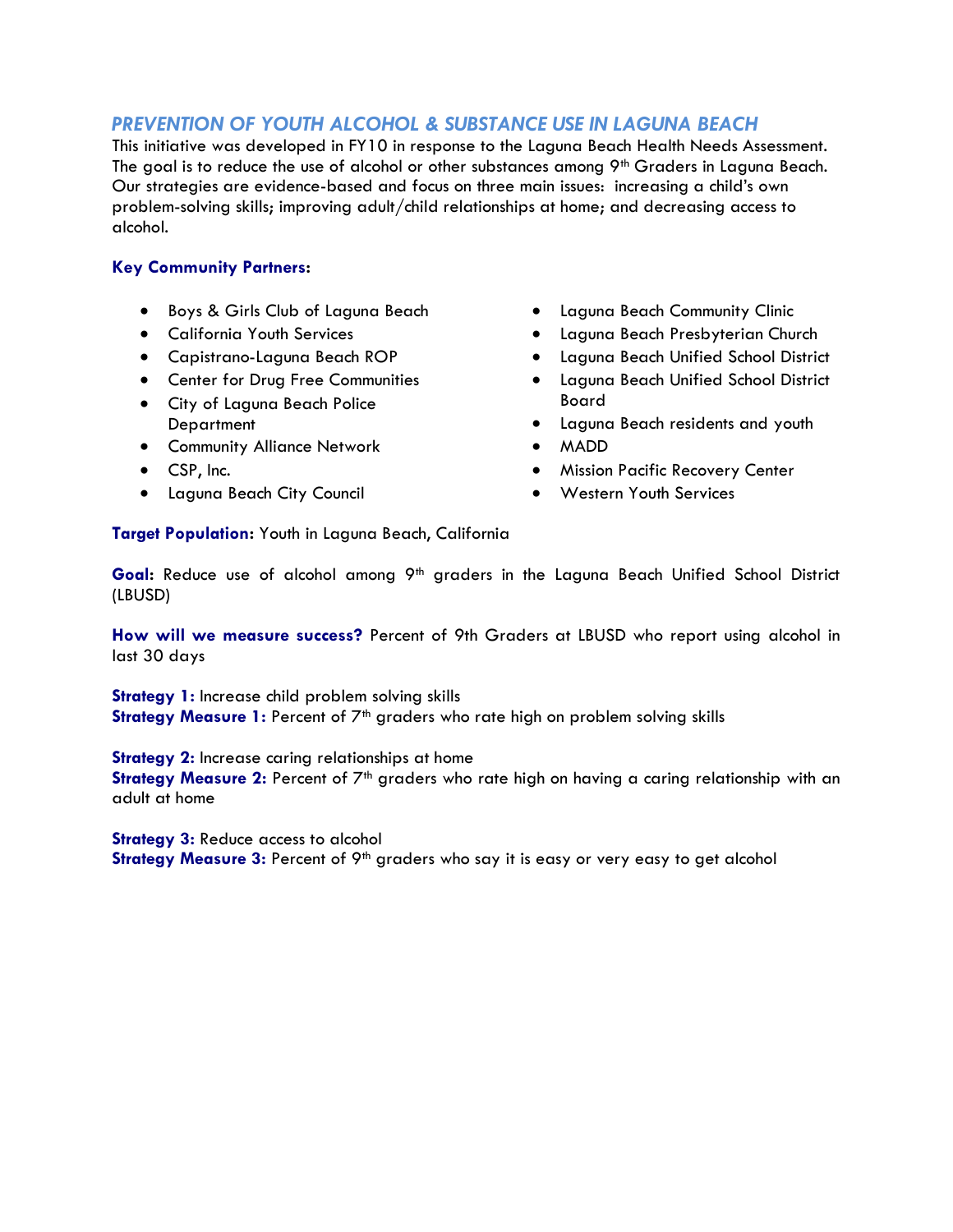## *PREVENTION OF YOUTH ALCOHOL & SUBSTANCE USE IN LAGUNA BEACH*

This initiative was developed in FY10 in response to the Laguna Beach Health Needs Assessment. The goal is to reduce the use of alcohol or other substances among 9th Graders in Laguna Beach. Our strategies are evidence-based and focus on three main issues: increasing a child's own problem-solving skills; improving adult/child relationships at home; and decreasing access to alcohol.

**Key Community Partners:**

- Boys & Girls Club of Laguna Beach
- California Youth Services
- Capistrano-Laguna Beach ROP
- Center for Drug Free Communities
- City of Laguna Beach Police Department
- Community Alliance Network
- CSP, Inc.
- Laguna Beach City Council
- Laguna Beach Community Clinic
- Laguna Beach Presbyterian Church
- Laguna Beach Unified School District
- Laguna Beach Unified School District Board
- Laguna Beach residents and youth
- MADD
- Mission Pacific Recovery Center
- Western Youth Services

**Target Population:** Youth in Laguna Beach, California

**Goal:** Reduce use of alcohol among 9th graders in the Laguna Beach Unified School District (LBUSD)

**How will we measure success?** Percent of 9th Graders at LBUSD who report using alcohol in last 30 days

**Strategy 1:** Increase child problem solving skills
**Strategy Measure 1:** Percent of 7th graders who rate high on problem solving skills

**Strategy 2:** Increase caring relationships at home
**Strategy Measure 2:** Percent of 7th graders who rate high on having a caring relationship with an adult at home

**Strategy 3:** Reduce access to alcohol
**Strategy Measure 3:** Percent of 9th graders who say it is easy or very easy to get alcohol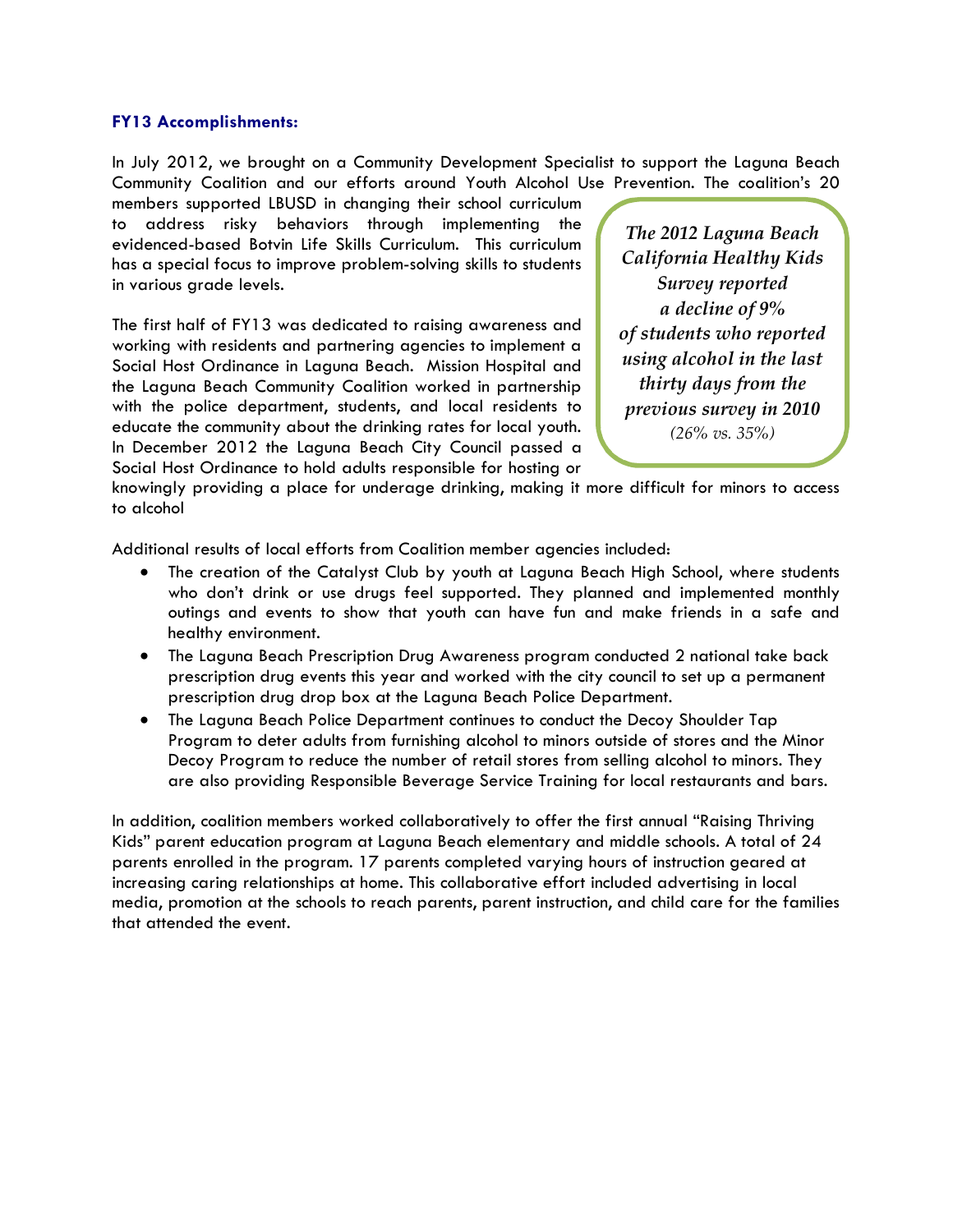**FY13 Accomplishments:**

In July 2012, we brought on a Community Development Specialist to support the Laguna Beach Community Coalition and our efforts around Youth Alcohol Use Prevention. The coalition's 20 members supported LBUSD in changing their school curriculum to address risky behaviors through implementing the evidenced-based Botvin Life Skills Curriculum. This curriculum has a special focus to improve problem-solving skills to students in various grade levels.

The first half of FY13 was dedicated to raising awareness and working with residents and partnering agencies to implement a Social Host Ordinance in Laguna Beach. Mission Hospital and the Laguna Beach Community Coalition worked in partnership with the police department, students, and local residents to educate the community about the drinking rates for local youth. In December 2012 the Laguna Beach City Council passed a Social Host Ordinance to hold adults responsible for hosting or knowingly providing a place for underage drinking, making it more difficult for minors to access to alcohol

> *The 2012 Laguna Beach California Healthy Kids Survey reported a decline of 9% of students who reported using alcohol in the last thirty days from the previous survey in 2010*
> *(26% vs. 35%)*

Additional results of local efforts from Coalition member agencies included:

- The creation of the Catalyst Club by youth at Laguna Beach High School, where students who don't drink or use drugs feel supported. They planned and implemented monthly outings and events to show that youth can have fun and make friends in a safe and healthy environment.
- The Laguna Beach Prescription Drug Awareness program conducted 2 national take back prescription drug events this year and worked with the city council to set up a permanent prescription drug drop box at the Laguna Beach Police Department.
- The Laguna Beach Police Department continues to conduct the Decoy Shoulder Tap Program to deter adults from furnishing alcohol to minors outside of stores and the Minor Decoy Program to reduce the number of retail stores from selling alcohol to minors. They are also providing Responsible Beverage Service Training for local restaurants and bars.

In addition, coalition members worked collaboratively to offer the first annual "Raising Thriving Kids" parent education program at Laguna Beach elementary and middle schools. A total of 24 parents enrolled in the program. 17 parents completed varying hours of instruction geared at increasing caring relationships at home. This collaborative effort included advertising in local media, promotion at the schools to reach parents, parent instruction, and child care for the families that attended the event.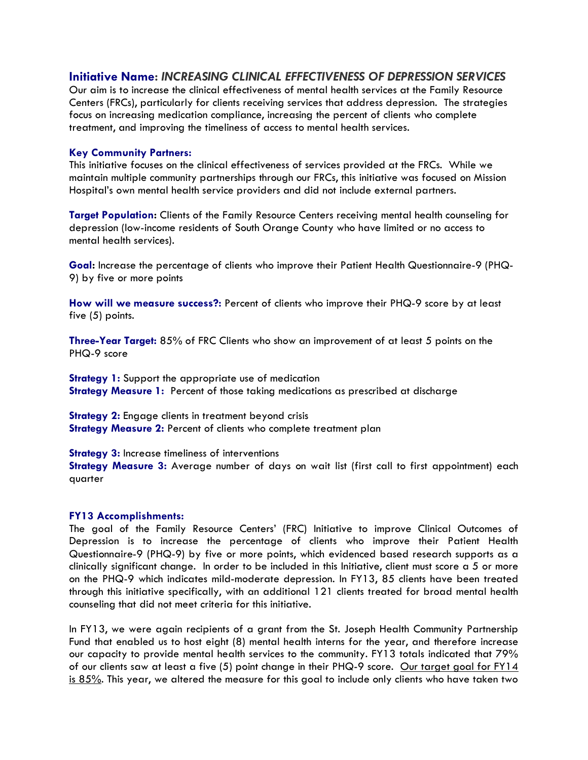## Initiative Name: *INCREASING CLINICAL EFFECTIVENESS OF DEPRESSION SERVICES*

Our aim is to increase the clinical effectiveness of mental health services at the Family Resource Centers (FRCs), particularly for clients receiving services that address depression. The strategies focus on increasing medication compliance, increasing the percent of clients who complete treatment, and improving the timeliness of access to mental health services.

**Key Community Partners:**
This initiative focuses on the clinical effectiveness of services provided at the FRCs. While we maintain multiple community partnerships through our FRCs, this initiative was focused on Mission Hospital's own mental health service providers and did not include external partners.

**Target Population:** Clients of the Family Resource Centers receiving mental health counseling for depression (low-income residents of South Orange County who have limited or no access to mental health services).

**Goal:** Increase the percentage of clients who improve their Patient Health Questionnaire-9 (PHQ-9) by five or more points

**How will we measure success?:** Percent of clients who improve their PHQ-9 score by at least five (5) points.

**Three-Year Target:** 85% of FRC Clients who show an improvement of at least 5 points on the PHQ-9 score

**Strategy 1:** Support the appropriate use of medication
**Strategy Measure 1:** Percent of those taking medications as prescribed at discharge

**Strategy 2:** Engage clients in treatment beyond crisis
**Strategy Measure 2:** Percent of clients who complete treatment plan

**Strategy 3:** Increase timeliness of interventions
**Strategy Measure 3:** Average number of days on wait list (first call to first appointment) each quarter

**FY13 Accomplishments:**
The goal of the Family Resource Centers' (FRC) Initiative to improve Clinical Outcomes of Depression is to increase the percentage of clients who improve their Patient Health Questionnaire-9 (PHQ-9) by five or more points, which evidenced based research supports as a clinically significant change. In order to be included in this Initiative, client must score a 5 or more on the PHQ-9 which indicates mild-moderate depression. In FY13, 85 clients have been treated through this initiative specifically, with an additional 121 clients treated for broad mental health counseling that did not meet criteria for this initiative.

In FY13, we were again recipients of a grant from the St. Joseph Health Community Partnership Fund that enabled us to host eight (8) mental health interns for the year, and therefore increase our capacity to provide mental health services to the community. FY13 totals indicated that 79% of our clients saw at least a five (5) point change in their PHQ-9 score. <u>Our target goal for FY14 is 85%</u>. This year, we altered the measure for this goal to include only clients who have taken two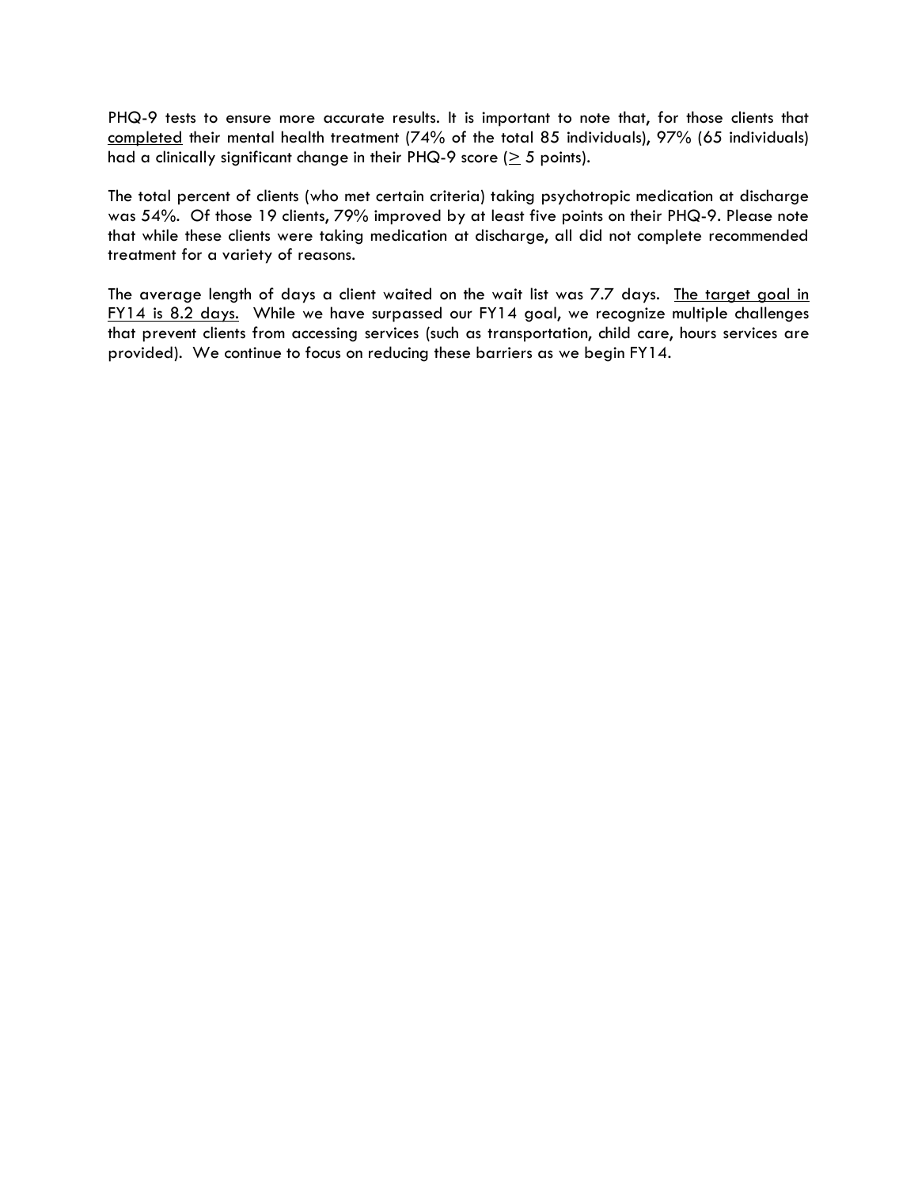PHQ-9 tests to ensure more accurate results. It is important to note that, for those clients that <u>completed</u> their mental health treatment (74% of the total 85 individuals), 97% (65 individuals) had a clinically significant change in their PHQ-9 score ($\geq$ 5 points).

The total percent of clients (who met certain criteria) taking psychotropic medication at discharge was 54%. Of those 19 clients, 79% improved by at least five points on their PHQ-9. Please note that while these clients were taking medication at discharge, all did not complete recommended treatment for a variety of reasons.

The average length of days a client waited on the wait list was 7.7 days. <u>The target goal in FY14 is 8.2 days.</u> While we have surpassed our FY14 goal, we recognize multiple challenges that prevent clients from accessing services (such as transportation, child care, hours services are provided). We continue to focus on reducing these barriers as we begin FY14.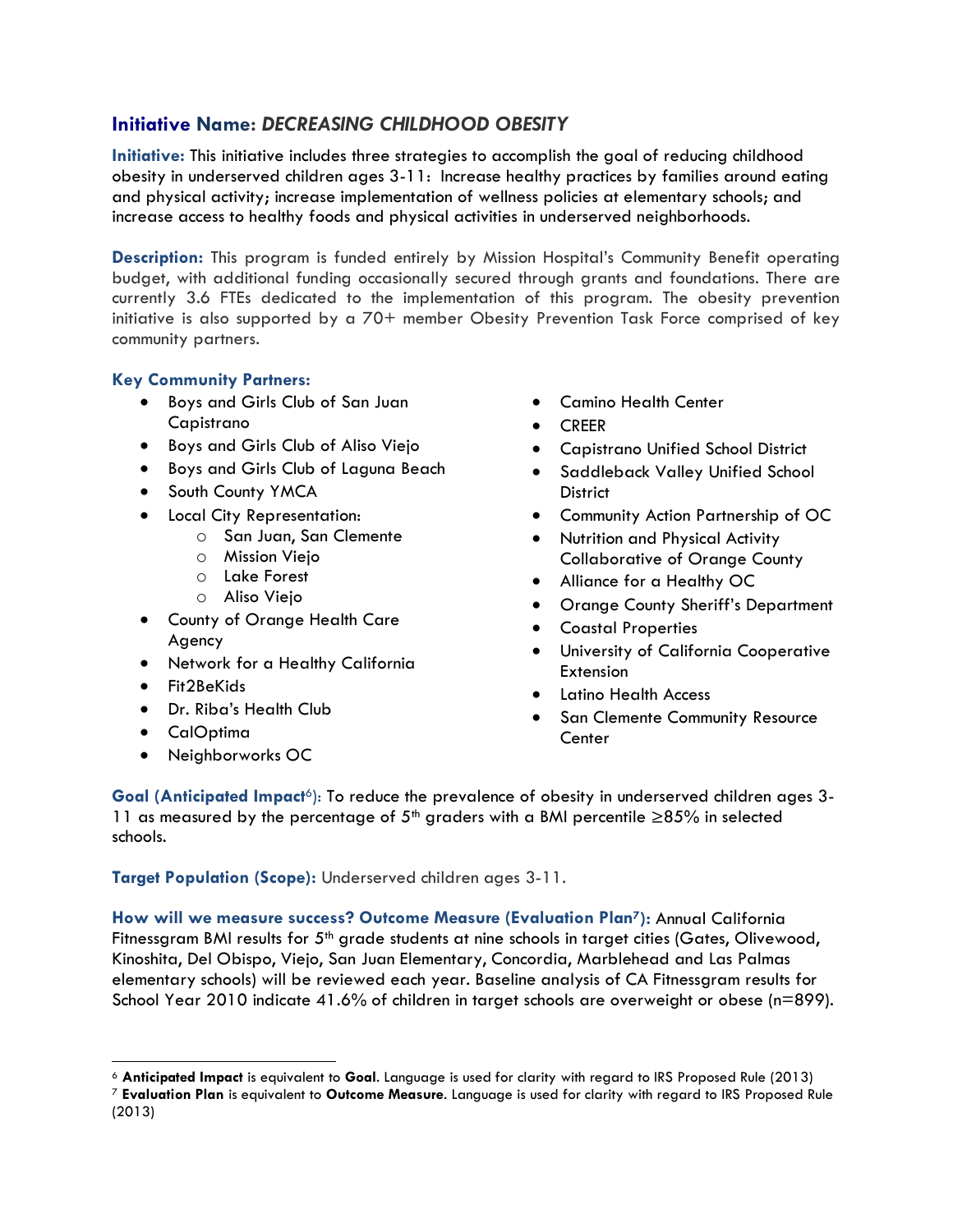## Initiative Name: *DECREASING CHILDHOOD OBESITY*

**Initiative:** This initiative includes three strategies to accomplish the goal of reducing childhood obesity in underserved children ages 3-11: Increase healthy practices by families around eating and physical activity; increase implementation of wellness policies at elementary schools; and increase access to healthy foods and physical activities in underserved neighborhoods.

**Description:** This program is funded entirely by Mission Hospital's Community Benefit operating budget, with additional funding occasionally secured through grants and foundations. There are currently 3.6 FTEs dedicated to the implementation of this program. The obesity prevention initiative is also supported by a 70+ member Obesity Prevention Task Force comprised of key community partners.

**Key Community Partners:**

- Boys and Girls Club of San Juan Capistrano
- Boys and Girls Club of Aliso Viejo
- Boys and Girls Club of Laguna Beach
- South County YMCA
- Local City Representation:
  - San Juan, San Clemente
  - Mission Viejo
  - Lake Forest
  - Aliso Viejo
- County of Orange Health Care Agency
- Network for a Healthy California
- Fit2BeKids
- Dr. Riba's Health Club
- CalOptima
- Neighborworks OC
- Camino Health Center
- CREER
- Capistrano Unified School District
- Saddleback Valley Unified School District
- Community Action Partnership of OC
- Nutrition and Physical Activity Collaborative of Orange County
- Alliance for a Healthy OC
- Orange County Sheriff's Department
- Coastal Properties
- University of California Cooperative Extension
- Latino Health Access
- San Clemente Community Resource Center

**Goal (Anticipated Impact[6]):** To reduce the prevalence of obesity in underserved children ages 3-11 as measured by the percentage of 5th graders with a BMI percentile ≥85% in selected schools.

**Target Population (Scope):** Underserved children ages 3-11.

**How will we measure success? Outcome Measure (Evaluation Plan[7]):** Annual California Fitnessgram BMI results for 5th grade students at nine schools in target cities (Gates, Olivewood, Kinoshita, Del Obispo, Viejo, San Juan Elementary, Concordia, Marblehead and Las Palmas elementary schools) will be reviewed each year. Baseline analysis of CA Fitnessgram results for School Year 2010 indicate 41.6% of children in target schools are overweight or obese (n=899).

---

[6] **Anticipated Impact** is equivalent to **Goal**. Language is used for clarity with regard to IRS Proposed Rule (2013)

[7] **Evaluation Plan** is equivalent to **Outcome Measure**. Language is used for clarity with regard to IRS Proposed Rule (2013)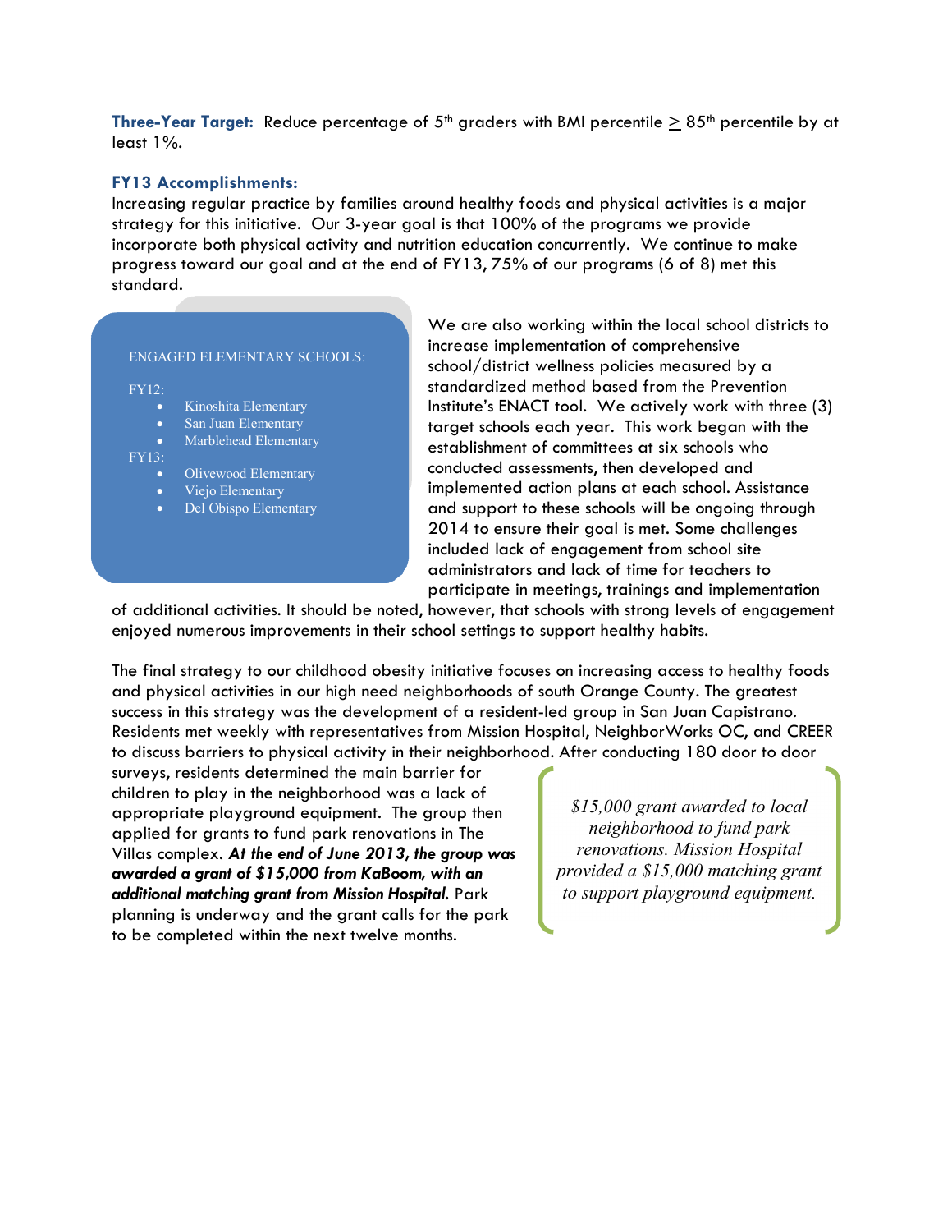**Three-Year Target:** Reduce percentage of 5th graders with BMI percentile ≥ 85th percentile by at least 1%.

**FY13 Accomplishments:**

Increasing regular practice by families around healthy foods and physical activities is a major strategy for this initiative. Our 3-year goal is that 100% of the programs we provide incorporate both physical activity and nutrition education concurrently. We continue to make progress toward our goal and at the end of FY13, 75% of our programs (6 of 8) met this standard.

ENGAGED ELEMENTARY SCHOOLS:

FY12:

- Kinoshita Elementary
- San Juan Elementary
- Marblehead Elementary

FY13:

- Olivewood Elementary
- Viejo Elementary
- Del Obispo Elementary

We are also working within the local school districts to increase implementation of comprehensive school/district wellness policies measured by a standardized method based from the Prevention Institute's ENACT tool. We actively work with three (3) target schools each year. This work began with the establishment of committees at six schools who conducted assessments, then developed and implemented action plans at each school. Assistance and support to these schools will be ongoing through 2014 to ensure their goal is met. Some challenges included lack of engagement from school site administrators and lack of time for teachers to participate in meetings, trainings and implementation of additional activities. It should be noted, however, that schools with strong levels of engagement enjoyed numerous improvements in their school settings to support healthy habits.

The final strategy to our childhood obesity initiative focuses on increasing access to healthy foods and physical activities in our high need neighborhoods of south Orange County. The greatest success in this strategy was the development of a resident-led group in San Juan Capistrano. Residents met weekly with representatives from Mission Hospital, NeighborWorks OC, and CREER to discuss barriers to physical activity in their neighborhood. After conducting 180 door to door surveys, residents determined the main barrier for children to play in the neighborhood was a lack of appropriate playground equipment. The group then applied for grants to fund park renovations in The Villas complex. ***At the end of June 2013, the group was awarded a grant of $15,000 from KaBoom, with an additional matching grant from Mission Hospital.*** Park planning is underway and the grant calls for the park to be completed within the next twelve months.

*$15,000 grant awarded to local neighborhood to fund park renovations. Mission Hospital provided a $15,000 matching grant to support playground equipment.*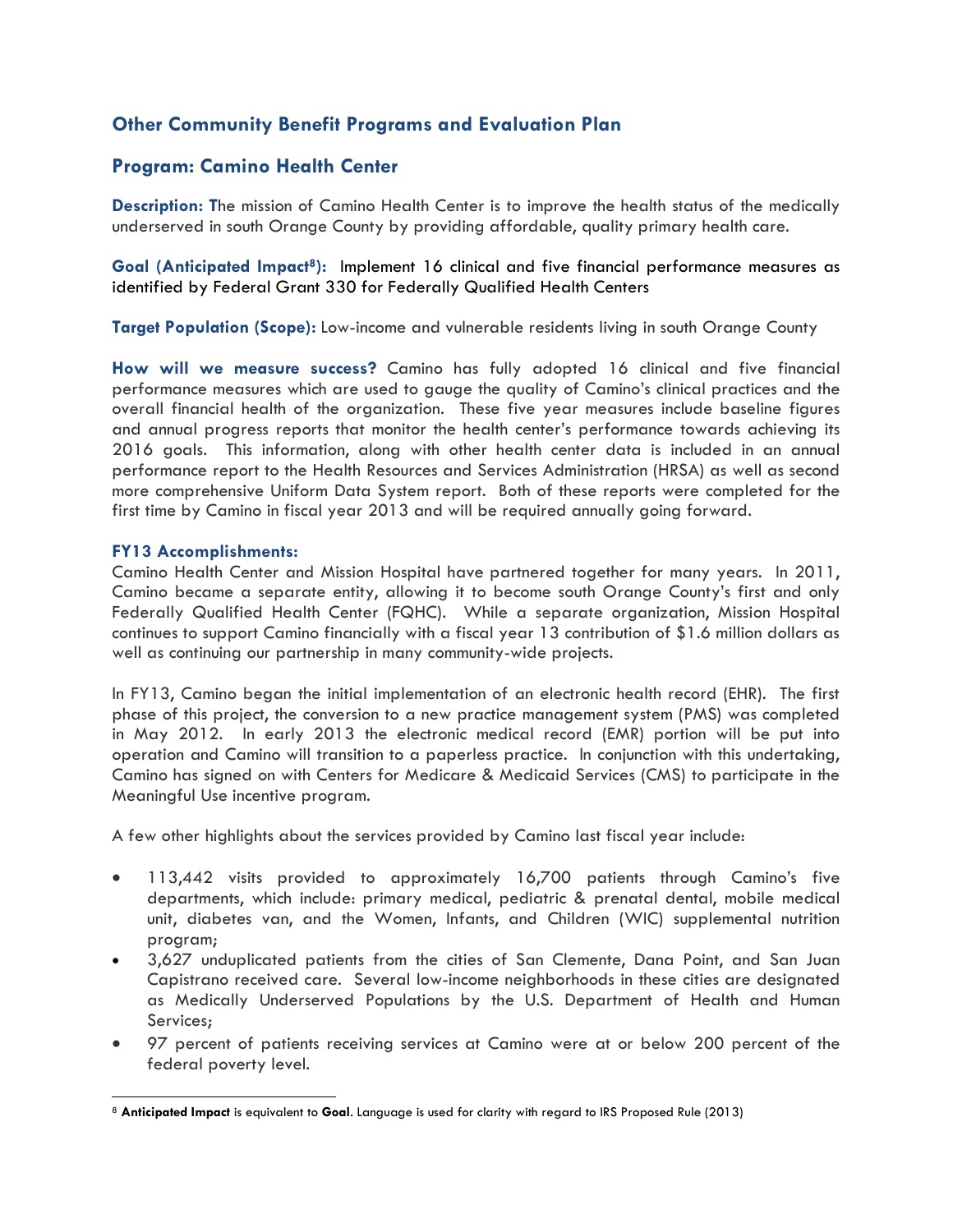## Other Community Benefit Programs and Evaluation Plan

### Program: Camino Health Center

**Description:** The mission of Camino Health Center is to improve the health status of the medically underserved in south Orange County by providing affordable, quality primary health care.

**Goal (Anticipated Impact[8]):** Implement 16 clinical and five financial performance measures as identified by Federal Grant 330 for Federally Qualified Health Centers

**Target Population (Scope):** Low-income and vulnerable residents living in south Orange County

**How will we measure success?** Camino has fully adopted 16 clinical and five financial performance measures which are used to gauge the quality of Camino's clinical practices and the overall financial health of the organization. These five year measures include baseline figures and annual progress reports that monitor the health center's performance towards achieving its 2016 goals. This information, along with other health center data is included in an annual performance report to the Health Resources and Services Administration (HRSA) as well as second more comprehensive Uniform Data System report. Both of these reports were completed for the first time by Camino in fiscal year 2013 and will be required annually going forward.

**FY13 Accomplishments:**

Camino Health Center and Mission Hospital have partnered together for many years. In 2011, Camino became a separate entity, allowing it to become south Orange County's first and only Federally Qualified Health Center (FQHC). While a separate organization, Mission Hospital continues to support Camino financially with a fiscal year 13 contribution of $1.6 million dollars as well as continuing our partnership in many community-wide projects.

In FY13, Camino began the initial implementation of an electronic health record (EHR). The first phase of this project, the conversion to a new practice management system (PMS) was completed in May 2012. In early 2013 the electronic medical record (EMR) portion will be put into operation and Camino will transition to a paperless practice. In conjunction with this undertaking, Camino has signed on with Centers for Medicare & Medicaid Services (CMS) to participate in the Meaningful Use incentive program.

A few other highlights about the services provided by Camino last fiscal year include:

- 113,442 visits provided to approximately 16,700 patients through Camino's five departments, which include: primary medical, pediatric & prenatal dental, mobile medical unit, diabetes van, and the Women, Infants, and Children (WIC) supplemental nutrition program;
- 3,627 unduplicated patients from the cities of San Clemente, Dana Point, and San Juan Capistrano received care. Several low-income neighborhoods in these cities are designated as Medically Underserved Populations by the U.S. Department of Health and Human Services;
- 97 percent of patients receiving services at Camino were at or below 200 percent of the federal poverty level.

---

[8] **Anticipated Impact** is equivalent to **Goal**. Language is used for clarity with regard to IRS Proposed Rule (2013)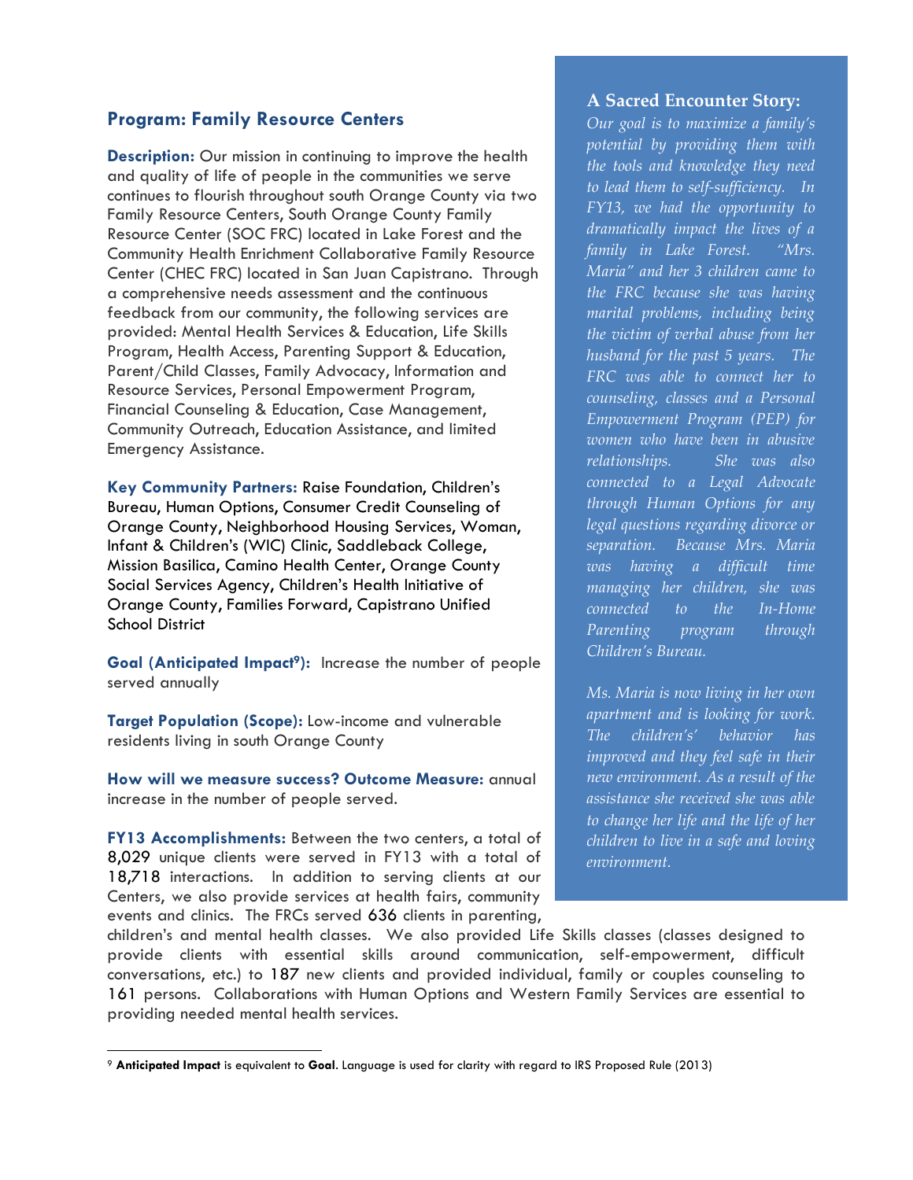## Program: Family Resource Centers

**Description:** Our mission in continuing to improve the health and quality of life of people in the communities we serve continues to flourish throughout south Orange County via two Family Resource Centers, South Orange County Family Resource Center (SOC FRC) located in Lake Forest and the Community Health Enrichment Collaborative Family Resource Center (CHEC FRC) located in San Juan Capistrano. Through a comprehensive needs assessment and the continuous feedback from our community, the following services are provided: Mental Health Services & Education, Life Skills Program, Health Access, Parenting Support & Education, Parent/Child Classes, Family Advocacy, Information and Resource Services, Personal Empowerment Program, Financial Counseling & Education, Case Management, Community Outreach, Education Assistance, and limited Emergency Assistance.

**Key Community Partners:** Raise Foundation, Children's Bureau, Human Options, Consumer Credit Counseling of Orange County, Neighborhood Housing Services, Woman, Infant & Children's (WIC) Clinic, Saddleback College, Mission Basilica, Camino Health Center, Orange County Social Services Agency, Children's Health Initiative of Orange County, Families Forward, Capistrano Unified School District

**Goal (Anticipated Impact[9]):** Increase the number of people served annually

**Target Population (Scope):** Low-income and vulnerable residents living in south Orange County

**How will we measure success? Outcome Measure:** annual increase in the number of people served.

**FY13 Accomplishments:** Between the two centers, a total of 8,029 unique clients were served in FY13 with a total of 18,718 interactions. In addition to serving clients at our Centers, we also provide services at health fairs, community events and clinics. The FRCs served 636 clients in parenting, children's and mental health classes. We also provided Life Skills classes (classes designed to provide clients with essential skills around communication, self-empowerment, difficult conversations, etc.) to 187 new clients and provided individual, family or couples counseling to 161 persons. Collaborations with Human Options and Western Family Services are essential to providing needed mental health services.

### A Sacred Encounter Story:

*Our goal is to maximize a family's potential by providing them with the tools and knowledge they need to lead them to self-sufficiency. In FY13, we had the opportunity to dramatically impact the lives of a family in Lake Forest. "Mrs. Maria" and her 3 children came to the FRC because she was having marital problems, including being the victim of verbal abuse from her husband for the past 5 years. The FRC was able to connect her to counseling, classes and a Personal Empowerment Program (PEP) for women who have been in abusive relationships. She was also connected to a Legal Advocate through Human Options for any legal questions regarding divorce or separation. Because Mrs. Maria was having a difficult time managing her children, she was connected to the In-Home Parenting program through Children's Bureau.*

*Ms. Maria is now living in her own apartment and is looking for work. The children's' behavior has improved and they feel safe in their new environment. As a result of the assistance she received she was able to change her life and the life of her children to live in a safe and loving environment.*

---

[9] **Anticipated Impact** is equivalent to **Goal**. Language is used for clarity with regard to IRS Proposed Rule (2013)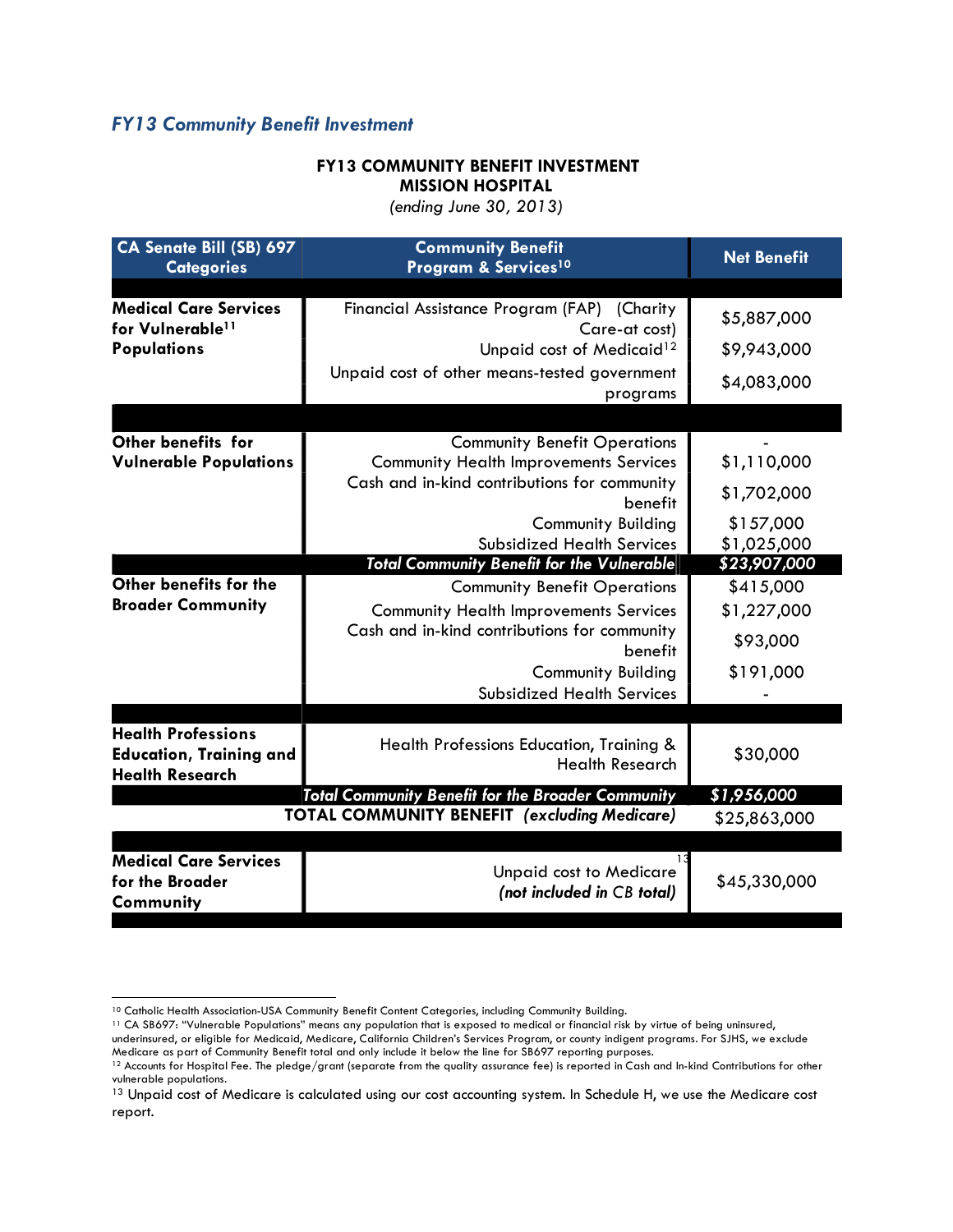## *FY13 Community Benefit Investment*

**FY13 COMMUNITY BENEFIT INVESTMENT**
**MISSION HOSPITAL**
*(ending June 30, 2013)*

| CA Senate Bill (SB) 697 Categories | Community Benefit Program & Services[10] | Net Benefit |
|---|---|---|
| **Medical Care Services for Vulnerable[11] Populations** | Financial Assistance Program (FAP) (Charity Care-at cost) | $5,887,000 |
| | Unpaid cost of Medicaid[12] | $9,943,000 |
| | Unpaid cost of other means-tested government programs | $4,083,000 |
| **Other benefits for Vulnerable Populations** | Community Benefit Operations | - |
| | Community Health Improvements Services | $1,110,000 |
| | Cash and in-kind contributions for community benefit | $1,702,000 |
| | Community Building | $157,000 |
| | Subsidized Health Services | $1,025,000 |
| | ***Total Community Benefit for the Vulnerable*** | ***$23,907,000*** |
| **Other benefits for the Broader Community** | Community Benefit Operations | $415,000 |
| | Community Health Improvements Services | $1,227,000 |
| | Cash and in-kind contributions for community benefit | $93,000 |
| | Community Building | $191,000 |
| | Subsidized Health Services | - |
| **Health Professions Education, Training and Health Research** | Health Professions Education, Training & Health Research | $30,000 |
| | ***Total Community Benefit for the Broader Community*** | ***$1,956,000*** |
| | **TOTAL COMMUNITY BENEFIT *(excluding Medicare)*** | $25,863,000 |
| **Medical Care Services for the Broader Community** | Unpaid cost to Medicare[13] *(not included in CB total)* | $45,330,000 |

[10] Catholic Health Association-USA Community Benefit Content Categories, including Community Building.

[11] CA SB697: "Vulnerable Populations" means any population that is exposed to medical or financial risk by virtue of being uninsured, underinsured, or eligible for Medicaid, Medicare, California Children's Services Program, or county indigent programs. For SJHS, we exclude Medicare as part of Community Benefit total and only include it below the line for SB697 reporting purposes.

[12] Accounts for Hospital Fee. The pledge/grant (separate from the quality assurance fee) is reported in Cash and In-kind Contributions for other vulnerable populations.

[13] Unpaid cost of Medicare is calculated using our cost accounting system. In Schedule H, we use the Medicare cost report.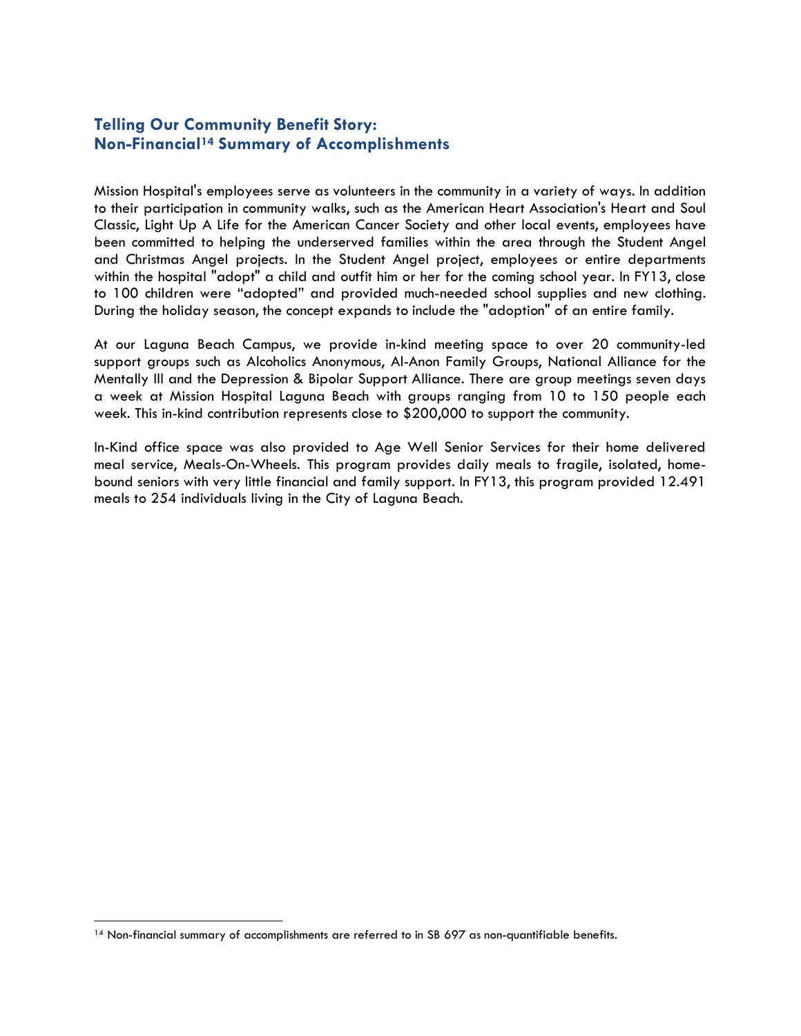## Telling Our Community Benefit Story: Non-Financial[14] Summary of Accomplishments

Mission Hospital's employees serve as volunteers in the community in a variety of ways. In addition to their participation in community walks, such as the American Heart Association's Heart and Soul Classic, Light Up A Life for the American Cancer Society and other local events, employees have been committed to helping the underserved families within the area through the Student Angel and Christmas Angel projects. In the Student Angel project, employees or entire departments within the hospital "adopt" a child and outfit him or her for the coming school year. In FY13, close to 100 children were "adopted" and provided much-needed school supplies and new clothing. During the holiday season, the concept expands to include the "adoption" of an entire family.

At our Laguna Beach Campus, we provide in-kind meeting space to over 20 community-led support groups such as Alcoholics Anonymous, Al-Anon Family Groups, National Alliance for the Mentally Ill and the Depression & Bipolar Support Alliance. There are group meetings seven days a week at Mission Hospital Laguna Beach with groups ranging from 10 to 150 people each week. This in-kind contribution represents close to $200,000 to support the community.

In-Kind office space was also provided to Age Well Senior Services for their home delivered meal service, Meals-On-Wheels. This program provides daily meals to fragile, isolated, home-bound seniors with very little financial and family support. In FY13, this program provided 12.491 meals to 254 individuals living in the City of Laguna Beach.

---

[14] Non-financial summary of accomplishments are referred to in SB 697 as non-quantifiable benefits.